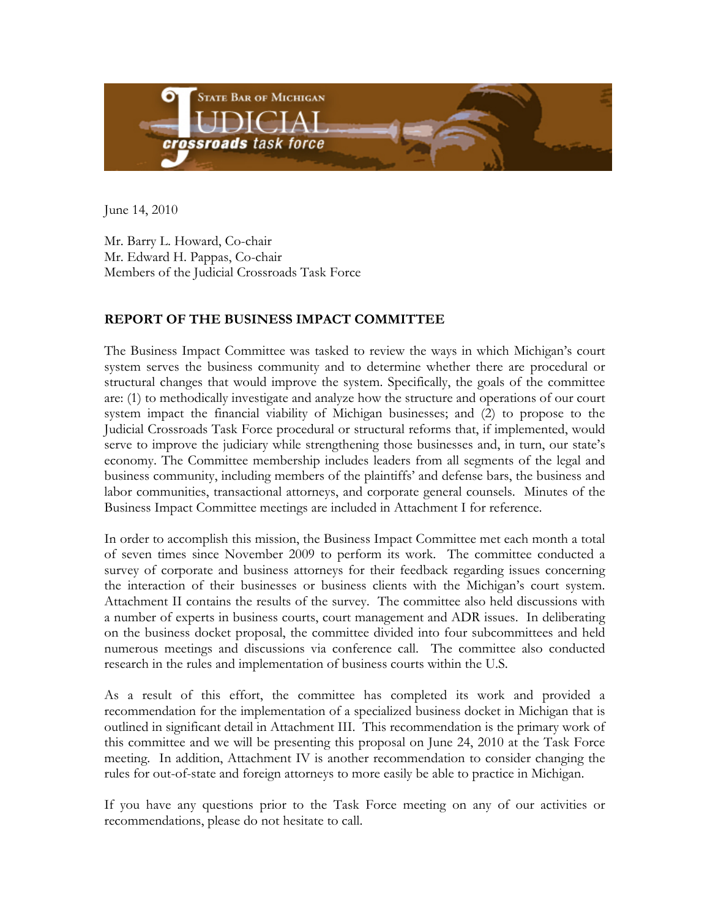State Bar of Michigan

JUDICIAL

crossroads task force

June 14, 2010

Mr. Barry L. Howard, Co-chair
Mr. Edward H. Pappas, Co-chair
Members of the Judicial Crossroads Task Force

**REPORT OF THE BUSINESS IMPACT COMMITTEE**

The Business Impact Committee was tasked to review the ways in which Michigan's court system serves the business community and to determine whether there are procedural or structural changes that would improve the system. Specifically, the goals of the committee are: (1) to methodically investigate and analyze how the structure and operations of our court system impact the financial viability of Michigan businesses; and (2) to propose to the Judicial Crossroads Task Force procedural or structural reforms that, if implemented, would serve to improve the judiciary while strengthening those businesses and, in turn, our state's economy. The Committee membership includes leaders from all segments of the legal and business community, including members of the plaintiffs' and defense bars, the business and labor communities, transactional attorneys, and corporate general counsels. Minutes of the Business Impact Committee meetings are included in Attachment I for reference.

In order to accomplish this mission, the Business Impact Committee met each month a total of seven times since November 2009 to perform its work. The committee conducted a survey of corporate and business attorneys for their feedback regarding issues concerning the interaction of their businesses or business clients with the Michigan's court system. Attachment II contains the results of the survey. The committee also held discussions with a number of experts in business courts, court management and ADR issues. In deliberating on the business docket proposal, the committee divided into four subcommittees and held numerous meetings and discussions via conference call. The committee also conducted research in the rules and implementation of business courts within the U.S.

As a result of this effort, the committee has completed its work and provided a recommendation for the implementation of a specialized business docket in Michigan that is outlined in significant detail in Attachment III. This recommendation is the primary work of this committee and we will be presenting this proposal on June 24, 2010 at the Task Force meeting. In addition, Attachment IV is another recommendation to consider changing the rules for out-of-state and foreign attorneys to more easily be able to practice in Michigan.

If you have any questions prior to the Task Force meeting on any of our activities or recommendations, please do not hesitate to call.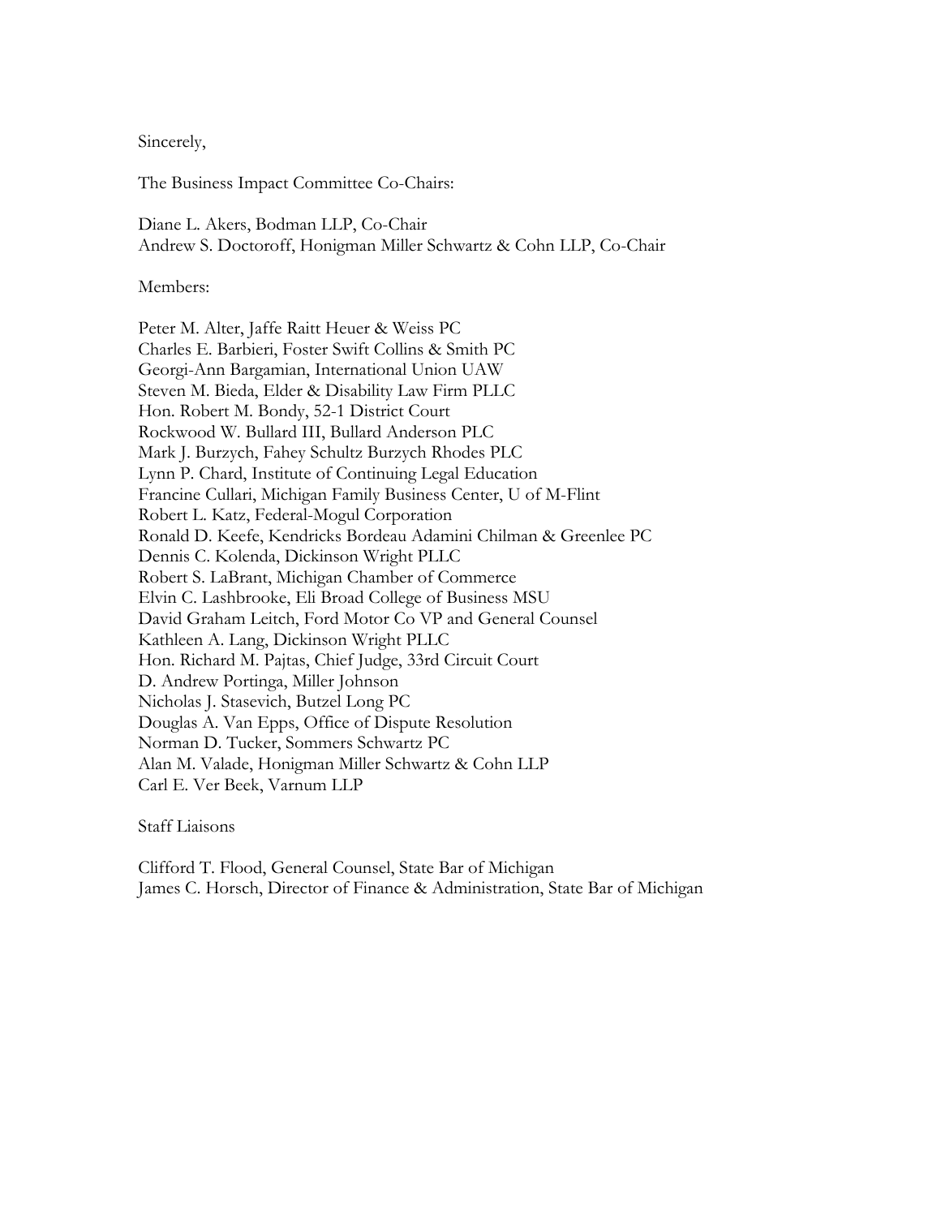Sincerely,

The Business Impact Committee Co-Chairs:

Diane L. Akers, Bodman LLP, Co-Chair
Andrew S. Doctoroff, Honigman Miller Schwartz & Cohn LLP, Co-Chair

Members:

Peter M. Alter, Jaffe Raitt Heuer & Weiss PC
Charles E. Barbieri, Foster Swift Collins & Smith PC
Georgi-Ann Bargamian, International Union UAW
Steven M. Bieda, Elder & Disability Law Firm PLLC
Hon. Robert M. Bondy, 52-1 District Court
Rockwood W. Bullard III, Bullard Anderson PLC
Mark J. Burzych, Fahey Schultz Burzych Rhodes PLC
Lynn P. Chard, Institute of Continuing Legal Education
Francine Cullari, Michigan Family Business Center, U of M-Flint
Robert L. Katz, Federal-Mogul Corporation
Ronald D. Keefe, Kendricks Bordeau Adamini Chilman & Greenlee PC
Dennis C. Kolenda, Dickinson Wright PLLC
Robert S. LaBrant, Michigan Chamber of Commerce
Elvin C. Lashbrooke, Eli Broad College of Business MSU
David Graham Leitch, Ford Motor Co VP and General Counsel
Kathleen A. Lang, Dickinson Wright PLLC
Hon. Richard M. Pajtas, Chief Judge, 33rd Circuit Court
D. Andrew Portinga, Miller Johnson
Nicholas J. Stasevich, Butzel Long PC
Douglas A. Van Epps, Office of Dispute Resolution
Norman D. Tucker, Sommers Schwartz PC
Alan M. Valade, Honigman Miller Schwartz & Cohn LLP
Carl E. Ver Beek, Varnum LLP

Staff Liaisons

Clifford T. Flood, General Counsel, State Bar of Michigan
James C. Horsch, Director of Finance & Administration, State Bar of Michigan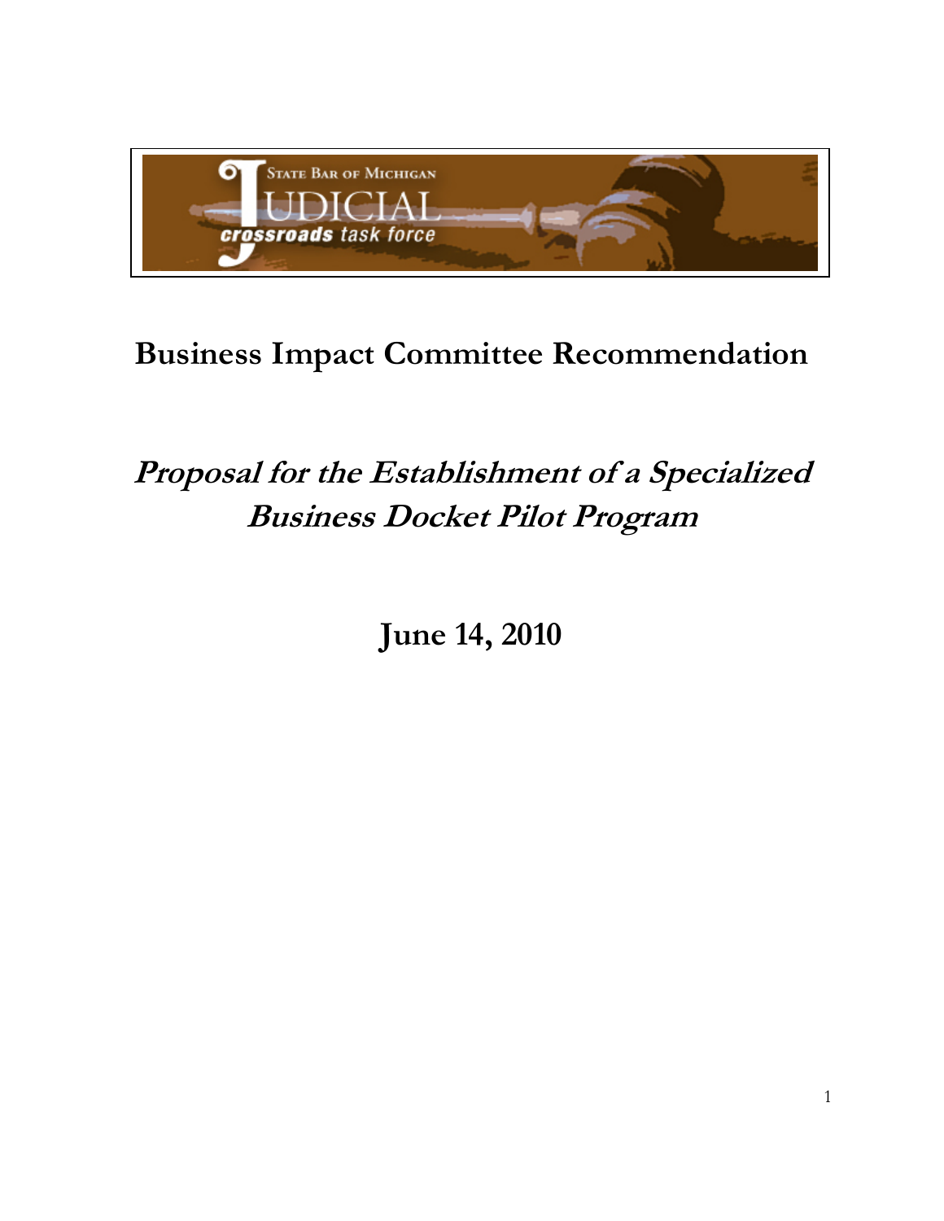STATE BAR OF MICHIGAN

JUDICIAL

crossroads task force

# Business Impact Committee Recommendation

## *Proposal for the Establishment of a Specialized Business Docket Pilot Program*

## June 14, 2010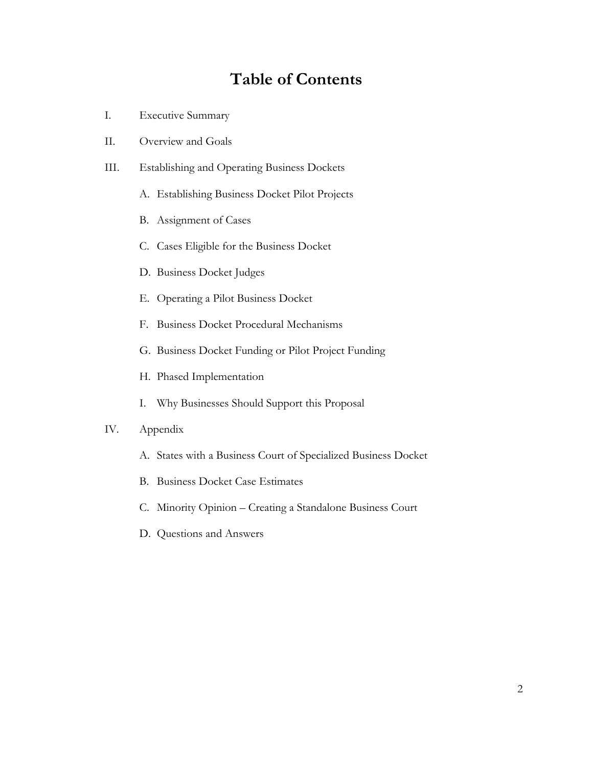# Table of Contents

I. Executive Summary

II. Overview and Goals

III. Establishing and Operating Business Dockets

   A. Establishing Business Docket Pilot Projects

   B. Assignment of Cases

   C. Cases Eligible for the Business Docket

   D. Business Docket Judges

   E. Operating a Pilot Business Docket

   F. Business Docket Procedural Mechanisms

   G. Business Docket Funding or Pilot Project Funding

   H. Phased Implementation

   I. Why Businesses Should Support this Proposal

IV. Appendix

   A. States with a Business Court of Specialized Business Docket

   B. Business Docket Case Estimates

   C. Minority Opinion – Creating a Standalone Business Court

   D. Questions and Answers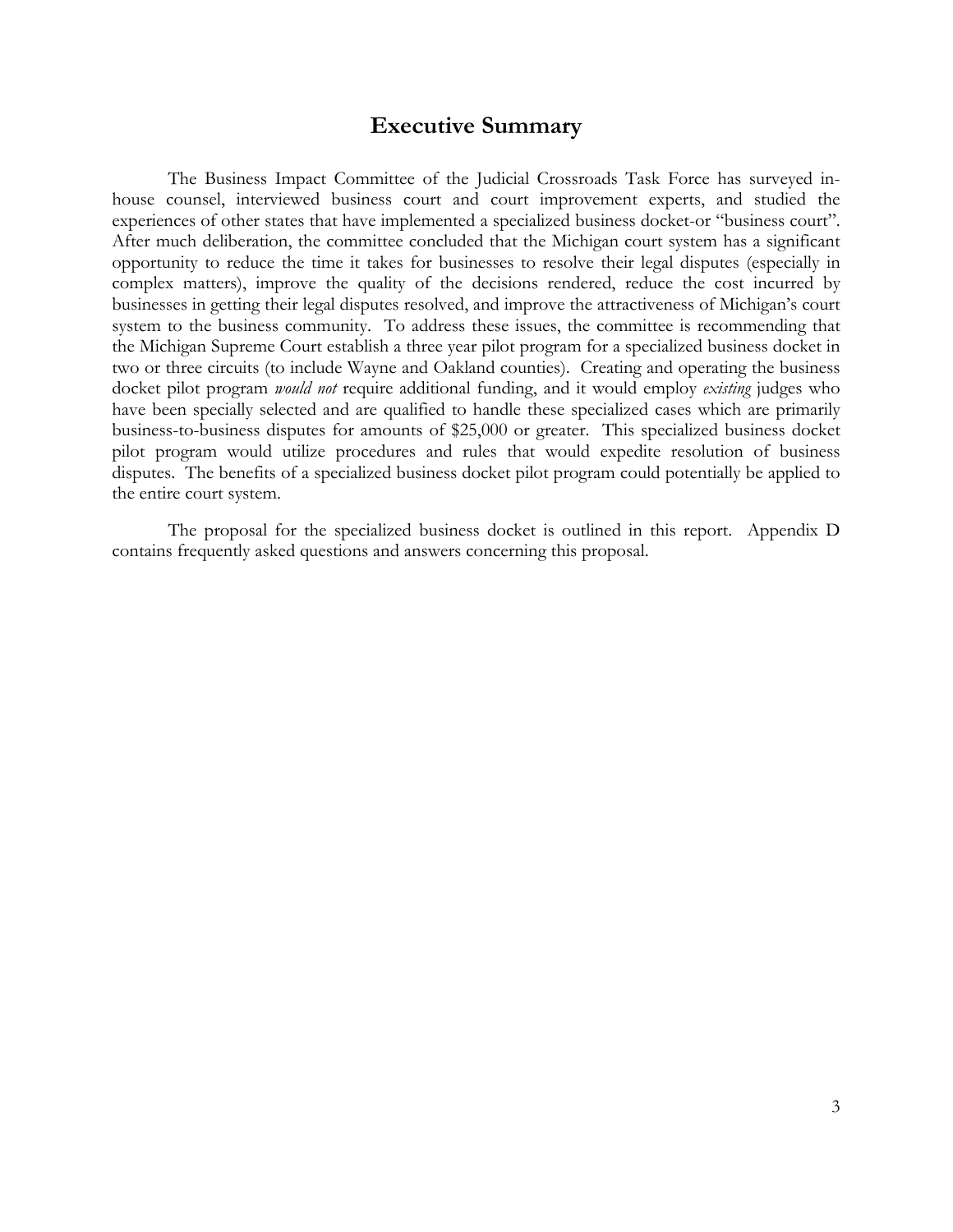# Executive Summary

The Business Impact Committee of the Judicial Crossroads Task Force has surveyed in-house counsel, interviewed business court and court improvement experts, and studied the experiences of other states that have implemented a specialized business docket-or "business court". After much deliberation, the committee concluded that the Michigan court system has a significant opportunity to reduce the time it takes for businesses to resolve their legal disputes (especially in complex matters), improve the quality of the decisions rendered, reduce the cost incurred by businesses in getting their legal disputes resolved, and improve the attractiveness of Michigan's court system to the business community. To address these issues, the committee is recommending that the Michigan Supreme Court establish a three year pilot program for a specialized business docket in two or three circuits (to include Wayne and Oakland counties). Creating and operating the business docket pilot program *would not* require additional funding, and it would employ *existing* judges who have been specially selected and are qualified to handle these specialized cases which are primarily business-to-business disputes for amounts of $25,000 or greater. This specialized business docket pilot program would utilize procedures and rules that would expedite resolution of business disputes. The benefits of a specialized business docket pilot program could potentially be applied to the entire court system.

The proposal for the specialized business docket is outlined in this report. Appendix D contains frequently asked questions and answers concerning this proposal.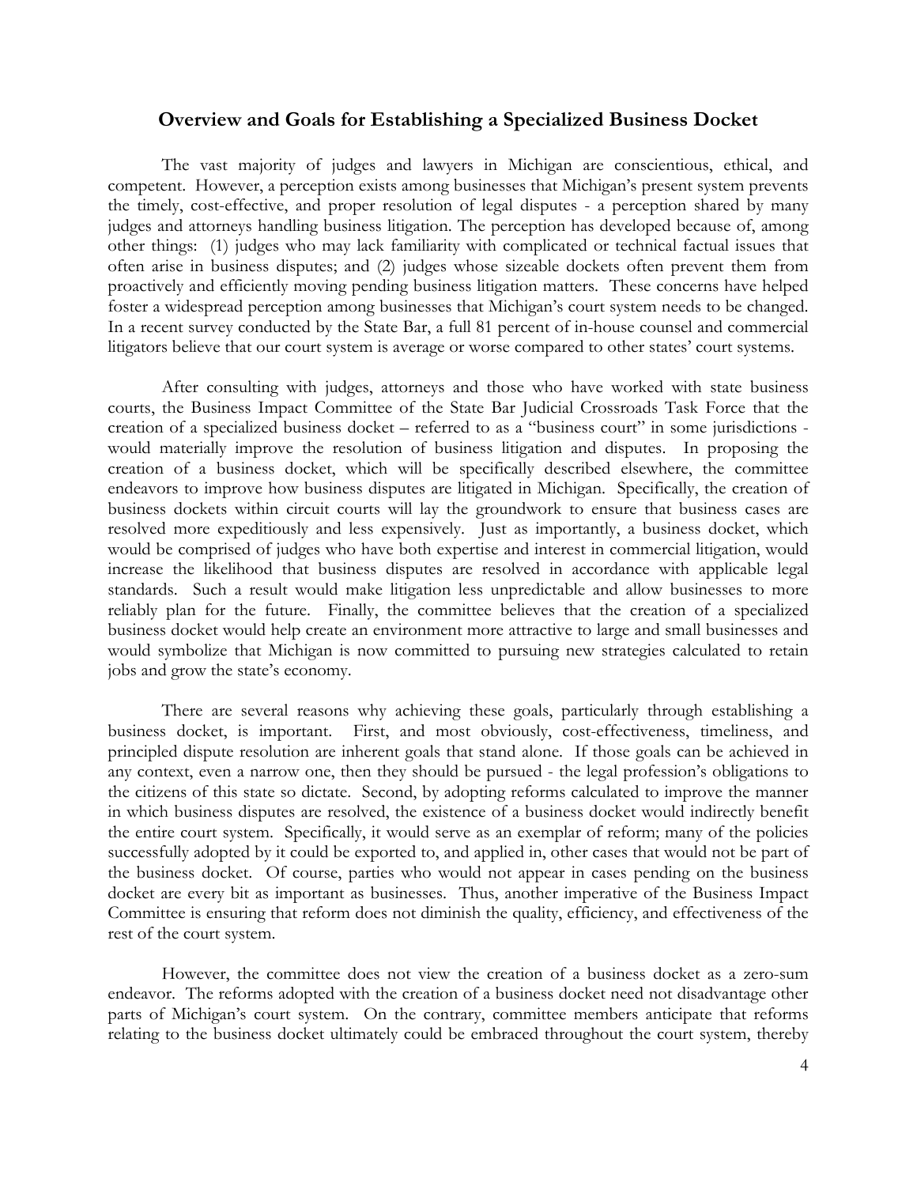## Overview and Goals for Establishing a Specialized Business Docket

The vast majority of judges and lawyers in Michigan are conscientious, ethical, and competent. However, a perception exists among businesses that Michigan's present system prevents the timely, cost-effective, and proper resolution of legal disputes - a perception shared by many judges and attorneys handling business litigation. The perception has developed because of, among other things: (1) judges who may lack familiarity with complicated or technical factual issues that often arise in business disputes; and (2) judges whose sizeable dockets often prevent them from proactively and efficiently moving pending business litigation matters. These concerns have helped foster a widespread perception among businesses that Michigan's court system needs to be changed. In a recent survey conducted by the State Bar, a full 81 percent of in-house counsel and commercial litigators believe that our court system is average or worse compared to other states' court systems.

After consulting with judges, attorneys and those who have worked with state business courts, the Business Impact Committee of the State Bar Judicial Crossroads Task Force that the creation of a specialized business docket – referred to as a "business court" in some jurisdictions - would materially improve the resolution of business litigation and disputes. In proposing the creation of a business docket, which will be specifically described elsewhere, the committee endeavors to improve how business disputes are litigated in Michigan. Specifically, the creation of business dockets within circuit courts will lay the groundwork to ensure that business cases are resolved more expeditiously and less expensively. Just as importantly, a business docket, which would be comprised of judges who have both expertise and interest in commercial litigation, would increase the likelihood that business disputes are resolved in accordance with applicable legal standards. Such a result would make litigation less unpredictable and allow businesses to more reliably plan for the future. Finally, the committee believes that the creation of a specialized business docket would help create an environment more attractive to large and small businesses and would symbolize that Michigan is now committed to pursuing new strategies calculated to retain jobs and grow the state's economy.

There are several reasons why achieving these goals, particularly through establishing a business docket, is important. First, and most obviously, cost-effectiveness, timeliness, and principled dispute resolution are inherent goals that stand alone. If those goals can be achieved in any context, even a narrow one, then they should be pursued - the legal profession's obligations to the citizens of this state so dictate. Second, by adopting reforms calculated to improve the manner in which business disputes are resolved, the existence of a business docket would indirectly benefit the entire court system. Specifically, it would serve as an exemplar of reform; many of the policies successfully adopted by it could be exported to, and applied in, other cases that would not be part of the business docket. Of course, parties who would not appear in cases pending on the business docket are every bit as important as businesses. Thus, another imperative of the Business Impact Committee is ensuring that reform does not diminish the quality, efficiency, and effectiveness of the rest of the court system.

However, the committee does not view the creation of a business docket as a zero-sum endeavor. The reforms adopted with the creation of a business docket need not disadvantage other parts of Michigan's court system. On the contrary, committee members anticipate that reforms relating to the business docket ultimately could be embraced throughout the court system, thereby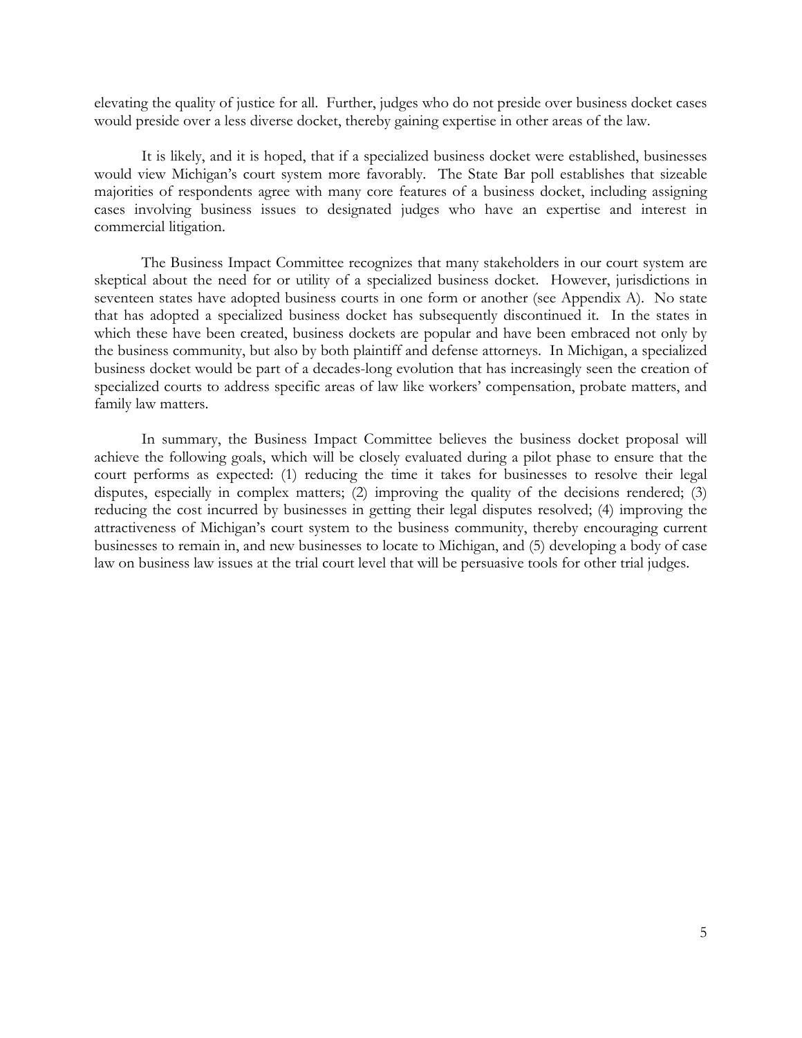elevating the quality of justice for all. Further, judges who do not preside over business docket cases would preside over a less diverse docket, thereby gaining expertise in other areas of the law.

It is likely, and it is hoped, that if a specialized business docket were established, businesses would view Michigan's court system more favorably. The State Bar poll establishes that sizeable majorities of respondents agree with many core features of a business docket, including assigning cases involving business issues to designated judges who have an expertise and interest in commercial litigation.

The Business Impact Committee recognizes that many stakeholders in our court system are skeptical about the need for or utility of a specialized business docket. However, jurisdictions in seventeen states have adopted business courts in one form or another (see Appendix A). No state that has adopted a specialized business docket has subsequently discontinued it. In the states in which these have been created, business dockets are popular and have been embraced not only by the business community, but also by both plaintiff and defense attorneys. In Michigan, a specialized business docket would be part of a decades-long evolution that has increasingly seen the creation of specialized courts to address specific areas of law like workers' compensation, probate matters, and family law matters.

In summary, the Business Impact Committee believes the business docket proposal will achieve the following goals, which will be closely evaluated during a pilot phase to ensure that the court performs as expected: (1) reducing the time it takes for businesses to resolve their legal disputes, especially in complex matters; (2) improving the quality of the decisions rendered; (3) reducing the cost incurred by businesses in getting their legal disputes resolved; (4) improving the attractiveness of Michigan's court system to the business community, thereby encouraging current businesses to remain in, and new businesses to locate to Michigan, and (5) developing a body of case law on business law issues at the trial court level that will be persuasive tools for other trial judges.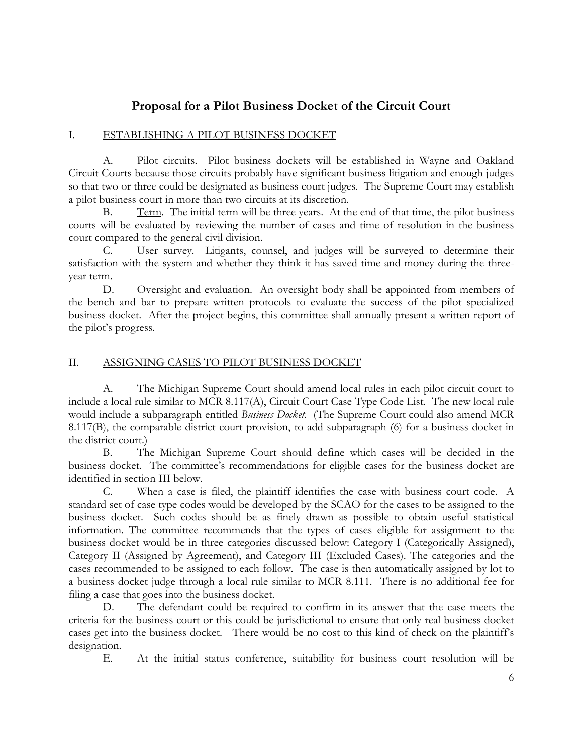## Proposal for a Pilot Business Docket of the Circuit Court

### I. ESTABLISHING A PILOT BUSINESS DOCKET

A. Pilot circuits. Pilot business dockets will be established in Wayne and Oakland Circuit Courts because those circuits probably have significant business litigation and enough judges so that two or three could be designated as business court judges. The Supreme Court may establish a pilot business court in more than two circuits at its discretion.

B. Term. The initial term will be three years. At the end of that time, the pilot business courts will be evaluated by reviewing the number of cases and time of resolution in the business court compared to the general civil division.

C. User survey. Litigants, counsel, and judges will be surveyed to determine their satisfaction with the system and whether they think it has saved time and money during the three-year term.

D. Oversight and evaluation. An oversight body shall be appointed from members of the bench and bar to prepare written protocols to evaluate the success of the pilot specialized business docket. After the project begins, this committee shall annually present a written report of the pilot's progress.

### II. ASSIGNING CASES TO PILOT BUSINESS DOCKET

A. The Michigan Supreme Court should amend local rules in each pilot circuit court to include a local rule similar to MCR 8.117(A), Circuit Court Case Type Code List. The new local rule would include a subparagraph entitled *Business Docket*. (The Supreme Court could also amend MCR 8.117(B), the comparable district court provision, to add subparagraph (6) for a business docket in the district court.)

B. The Michigan Supreme Court should define which cases will be decided in the business docket. The committee's recommendations for eligible cases for the business docket are identified in section III below.

C. When a case is filed, the plaintiff identifies the case with business court code. A standard set of case type codes would be developed by the SCAO for the cases to be assigned to the business docket. Such codes should be as finely drawn as possible to obtain useful statistical information. The committee recommends that the types of cases eligible for assignment to the business docket would be in three categories discussed below: Category I (Categorically Assigned), Category II (Assigned by Agreement), and Category III (Excluded Cases). The categories and the cases recommended to be assigned to each follow. The case is then automatically assigned by lot to a business docket judge through a local rule similar to MCR 8.111. There is no additional fee for filing a case that goes into the business docket.

D. The defendant could be required to confirm in its answer that the case meets the criteria for the business court or this could be jurisdictional to ensure that only real business docket cases get into the business docket. There would be no cost to this kind of check on the plaintiff's designation.

E. At the initial status conference, suitability for business court resolution will be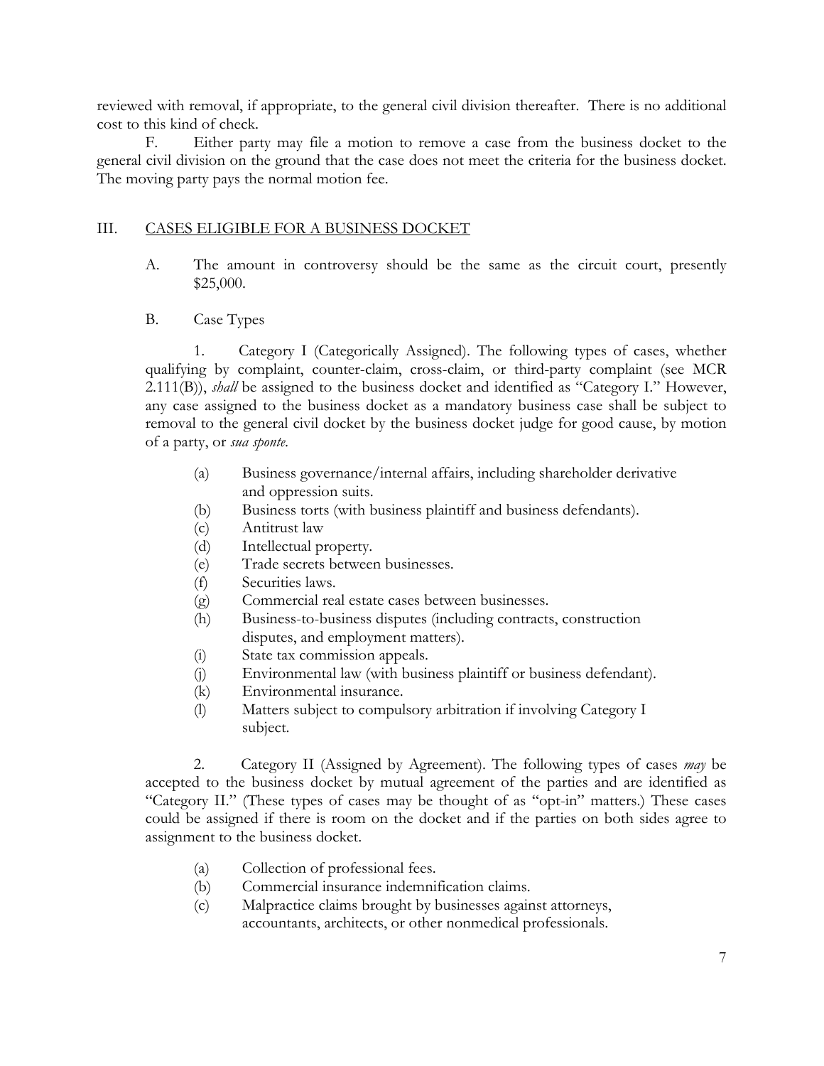reviewed with removal, if appropriate, to the general civil division thereafter. There is no additional cost to this kind of check.

F. Either party may file a motion to remove a case from the business docket to the general civil division on the ground that the case does not meet the criteria for the business docket. The moving party pays the normal motion fee.

## III. CASES ELIGIBLE FOR A BUSINESS DOCKET

A. The amount in controversy should be the same as the circuit court, presently $25,000.

B. Case Types

1. Category I (Categorically Assigned). The following types of cases, whether qualifying by complaint, counter-claim, cross-claim, or third-party complaint (see MCR 2.111(B)), *shall* be assigned to the business docket and identified as "Category I." However, any case assigned to the business docket as a mandatory business case shall be subject to removal to the general civil docket by the business docket judge for good cause, by motion of a party, or *sua sponte*.

(a) Business governance/internal affairs, including shareholder derivative and oppression suits.
(b) Business torts (with business plaintiff and business defendants).
(c) Antitrust law
(d) Intellectual property.
(e) Trade secrets between businesses.
(f) Securities laws.
(g) Commercial real estate cases between businesses.
(h) Business-to-business disputes (including contracts, construction disputes, and employment matters).
(i) State tax commission appeals.
(j) Environmental law (with business plaintiff or business defendant).
(k) Environmental insurance.
(l) Matters subject to compulsory arbitration if involving Category I subject.

2. Category II (Assigned by Agreement). The following types of cases *may* be accepted to the business docket by mutual agreement of the parties and are identified as "Category II." (These types of cases may be thought of as "opt-in" matters.) These cases could be assigned if there is room on the docket and if the parties on both sides agree to assignment to the business docket.

(a) Collection of professional fees.
(b) Commercial insurance indemnification claims.
(c) Malpractice claims brought by businesses against attorneys, accountants, architects, or other nonmedical professionals.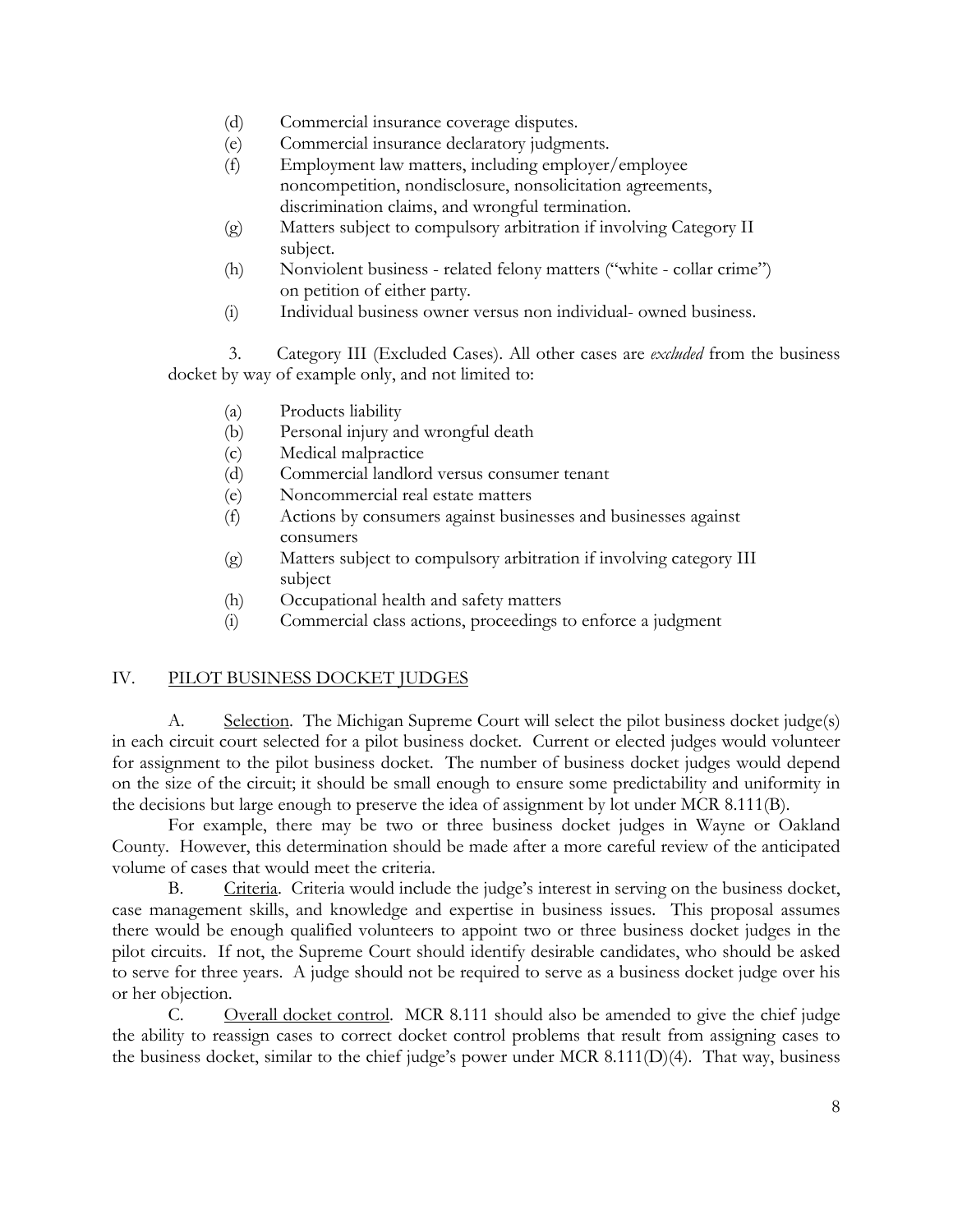(d) Commercial insurance coverage disputes.

(e) Commercial insurance declaratory judgments.

(f) Employment law matters, including employer/employee noncompetition, nondisclosure, nonsolicitation agreements, discrimination claims, and wrongful termination.

(g) Matters subject to compulsory arbitration if involving Category II subject.

(h) Nonviolent business - related felony matters ("white - collar crime") on petition of either party.

(i) Individual business owner versus non individual- owned business.

3. Category III (Excluded Cases). All other cases are *excluded* from the business docket by way of example only, and not limited to:

(a) Products liability

(b) Personal injury and wrongful death

(c) Medical malpractice

(d) Commercial landlord versus consumer tenant

(e) Noncommercial real estate matters

(f) Actions by consumers against businesses and businesses against consumers

(g) Matters subject to compulsory arbitration if involving category III subject

(h) Occupational health and safety matters

(i) Commercial class actions, proceedings to enforce a judgment

## IV. PILOT BUSINESS DOCKET JUDGES

A. Selection. The Michigan Supreme Court will select the pilot business docket judge(s) in each circuit court selected for a pilot business docket. Current or elected judges would volunteer for assignment to the pilot business docket. The number of business docket judges would depend on the size of the circuit; it should be small enough to ensure some predictability and uniformity in the decisions but large enough to preserve the idea of assignment by lot under MCR 8.111(B).

For example, there may be two or three business docket judges in Wayne or Oakland County. However, this determination should be made after a more careful review of the anticipated volume of cases that would meet the criteria.

B. Criteria. Criteria would include the judge's interest in serving on the business docket, case management skills, and knowledge and expertise in business issues. This proposal assumes there would be enough qualified volunteers to appoint two or three business docket judges in the pilot circuits. If not, the Supreme Court should identify desirable candidates, who should be asked to serve for three years. A judge should not be required to serve as a business docket judge over his or her objection.

C. Overall docket control. MCR 8.111 should also be amended to give the chief judge the ability to reassign cases to correct docket control problems that result from assigning cases to the business docket, similar to the chief judge's power under MCR 8.111(D)(4). That way, business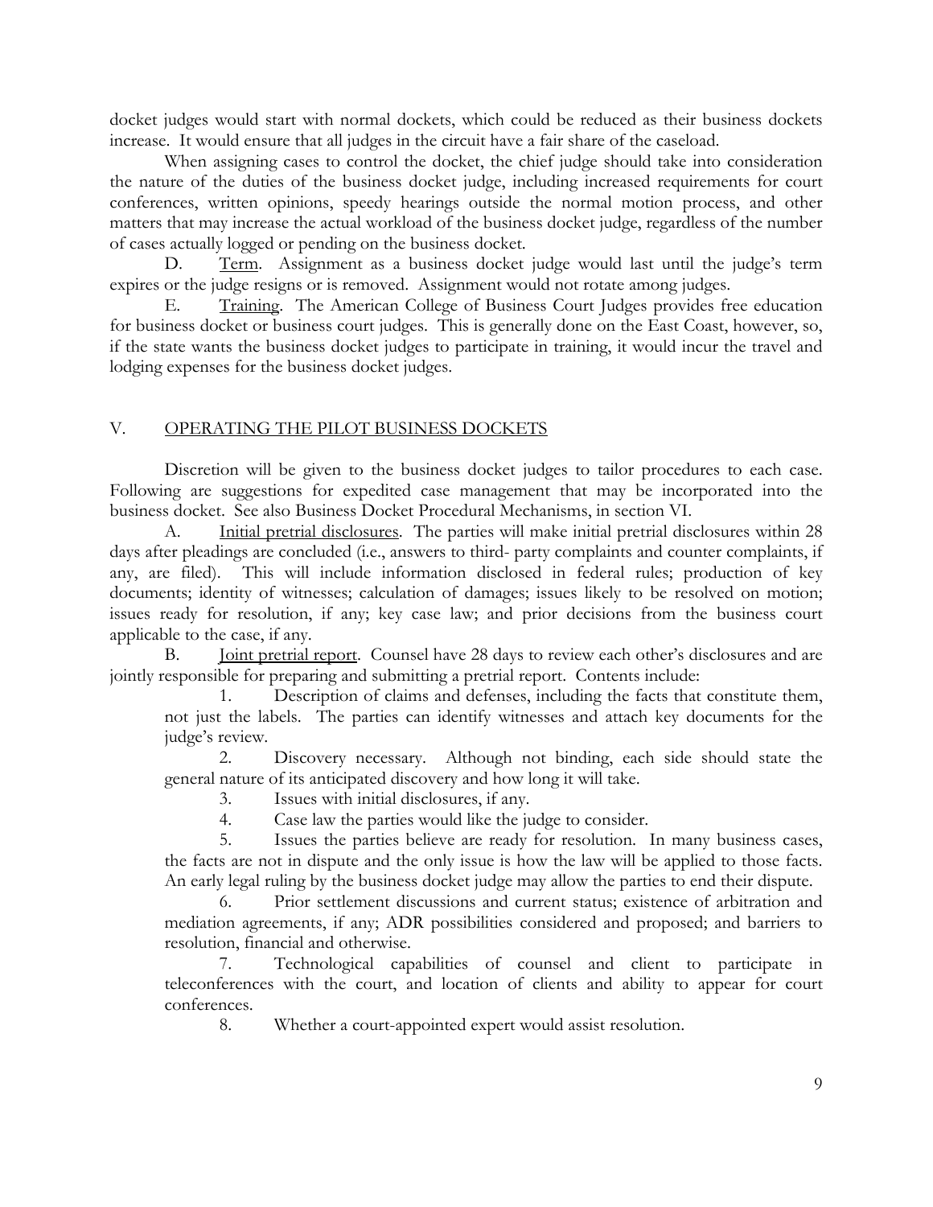docket judges would start with normal dockets, which could be reduced as their business dockets increase. It would ensure that all judges in the circuit have a fair share of the caseload.

When assigning cases to control the docket, the chief judge should take into consideration the nature of the duties of the business docket judge, including increased requirements for court conferences, written opinions, speedy hearings outside the normal motion process, and other matters that may increase the actual workload of the business docket judge, regardless of the number of cases actually logged or pending on the business docket.

D. Term. Assignment as a business docket judge would last until the judge's term expires or the judge resigns or is removed. Assignment would not rotate among judges.

E. Training. The American College of Business Court Judges provides free education for business docket or business court judges. This is generally done on the East Coast, however, so, if the state wants the business docket judges to participate in training, it would incur the travel and lodging expenses for the business docket judges.

## V. OPERATING THE PILOT BUSINESS DOCKETS

Discretion will be given to the business docket judges to tailor procedures to each case. Following are suggestions for expedited case management that may be incorporated into the business docket. See also Business Docket Procedural Mechanisms, in section VI.

A. Initial pretrial disclosures. The parties will make initial pretrial disclosures within 28 days after pleadings are concluded (i.e., answers to third- party complaints and counter complaints, if any, are filed). This will include information disclosed in federal rules; production of key documents; identity of witnesses; calculation of damages; issues likely to be resolved on motion; issues ready for resolution, if any; key case law; and prior decisions from the business court applicable to the case, if any.

B. Joint pretrial report. Counsel have 28 days to review each other's disclosures and are jointly responsible for preparing and submitting a pretrial report. Contents include:

1. Description of claims and defenses, including the facts that constitute them, not just the labels. The parties can identify witnesses and attach key documents for the judge's review.
2. Discovery necessary. Although not binding, each side should state the general nature of its anticipated discovery and how long it will take.
3. Issues with initial disclosures, if any.
4. Case law the parties would like the judge to consider.
5. Issues the parties believe are ready for resolution. In many business cases, the facts are not in dispute and the only issue is how the law will be applied to those facts. An early legal ruling by the business docket judge may allow the parties to end their dispute.
6. Prior settlement discussions and current status; existence of arbitration and mediation agreements, if any; ADR possibilities considered and proposed; and barriers to resolution, financial and otherwise.
7. Technological capabilities of counsel and client to participate in teleconferences with the court, and location of clients and ability to appear for court conferences.
8. Whether a court-appointed expert would assist resolution.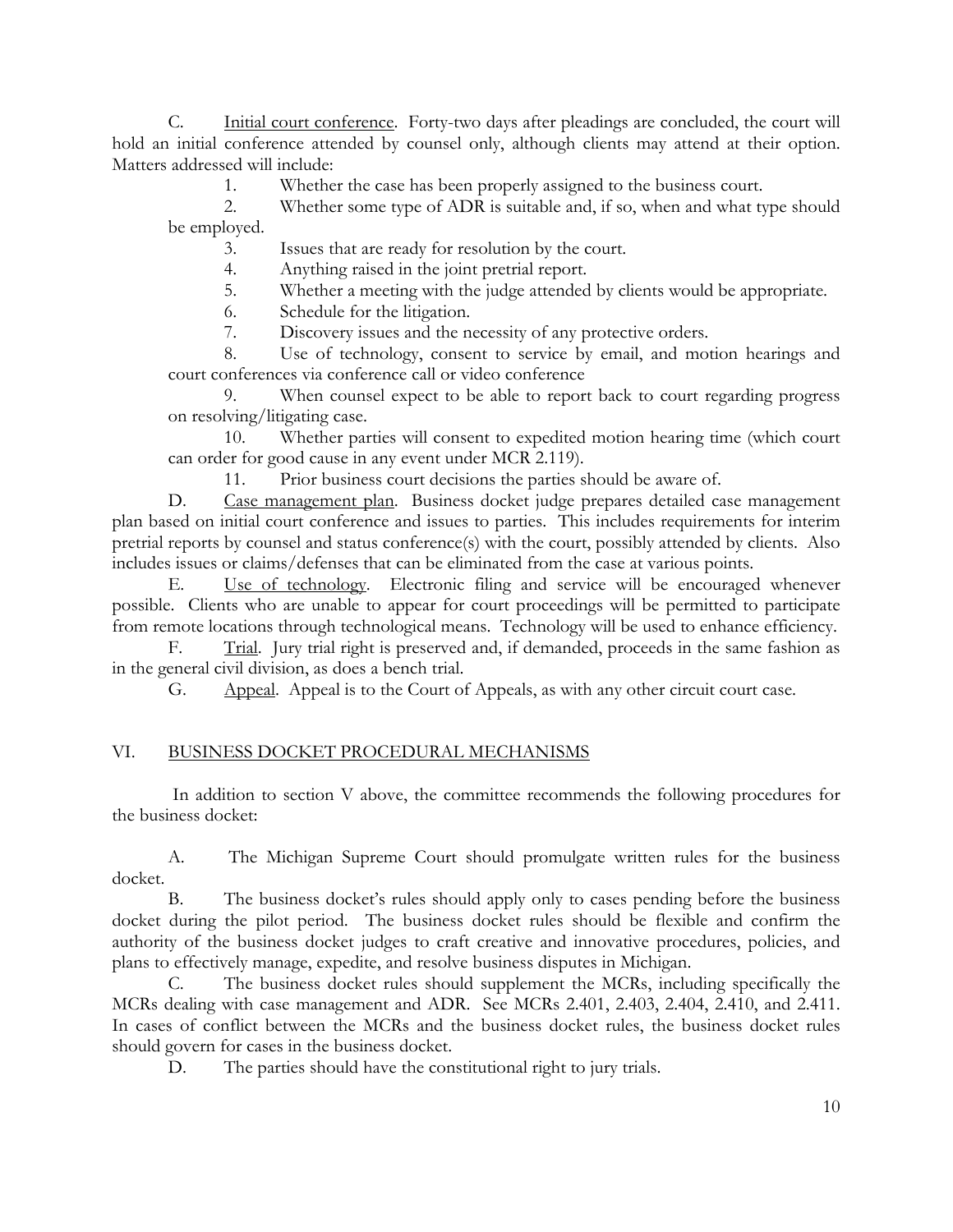C. Initial court conference. Forty-two days after pleadings are concluded, the court will hold an initial conference attended by counsel only, although clients may attend at their option. Matters addressed will include:

1. Whether the case has been properly assigned to the business court.
2. Whether some type of ADR is suitable and, if so, when and what type should be employed.
3. Issues that are ready for resolution by the court.
4. Anything raised in the joint pretrial report.
5. Whether a meeting with the judge attended by clients would be appropriate.
6. Schedule for the litigation.
7. Discovery issues and the necessity of any protective orders.
8. Use of technology, consent to service by email, and motion hearings and court conferences via conference call or video conference
9. When counsel expect to be able to report back to court regarding progress on resolving/litigating case.
10. Whether parties will consent to expedited motion hearing time (which court can order for good cause in any event under MCR 2.119).
11. Prior business court decisions the parties should be aware of.

D. Case management plan. Business docket judge prepares detailed case management plan based on initial court conference and issues to parties. This includes requirements for interim pretrial reports by counsel and status conference(s) with the court, possibly attended by clients. Also includes issues or claims/defenses that can be eliminated from the case at various points.

E. Use of technology. Electronic filing and service will be encouraged whenever possible. Clients who are unable to appear for court proceedings will be permitted to participate from remote locations through technological means. Technology will be used to enhance efficiency.

F. Trial. Jury trial right is preserved and, if demanded, proceeds in the same fashion as in the general civil division, as does a bench trial.

G. Appeal. Appeal is to the Court of Appeals, as with any other circuit court case.

## VI. BUSINESS DOCKET PROCEDURAL MECHANISMS

In addition to section V above, the committee recommends the following procedures for the business docket:

A. The Michigan Supreme Court should promulgate written rules for the business docket.

B. The business docket's rules should apply only to cases pending before the business docket during the pilot period. The business docket rules should be flexible and confirm the authority of the business docket judges to craft creative and innovative procedures, policies, and plans to effectively manage, expedite, and resolve business disputes in Michigan.

C. The business docket rules should supplement the MCRs, including specifically the MCRs dealing with case management and ADR. See MCRs 2.401, 2.403, 2.404, 2.410, and 2.411. In cases of conflict between the MCRs and the business docket rules, the business docket rules should govern for cases in the business docket.

D. The parties should have the constitutional right to jury trials.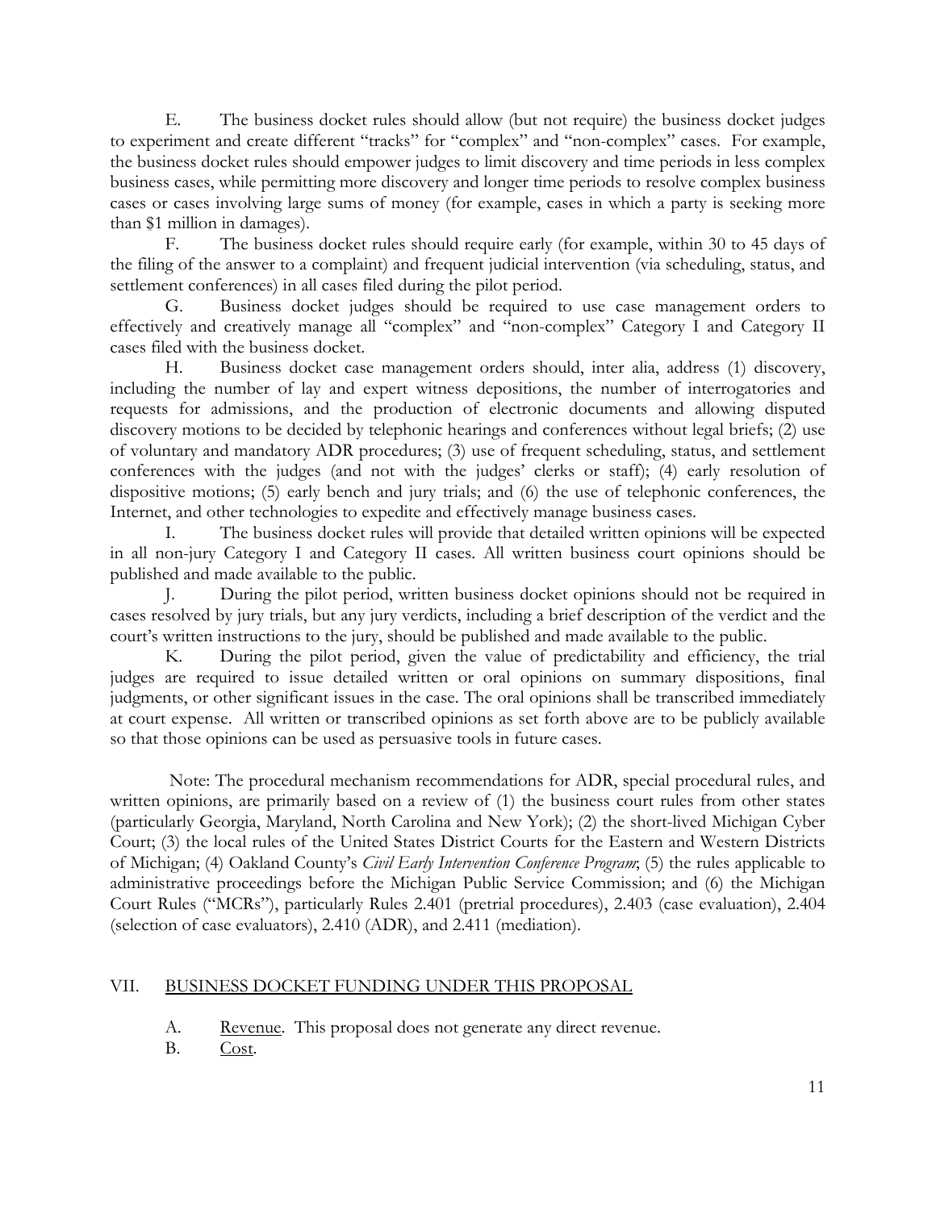E. The business docket rules should allow (but not require) the business docket judges to experiment and create different "tracks" for "complex" and "non-complex" cases. For example, the business docket rules should empower judges to limit discovery and time periods in less complex business cases, while permitting more discovery and longer time periods to resolve complex business cases or cases involving large sums of money (for example, cases in which a party is seeking more than $1 million in damages).

F. The business docket rules should require early (for example, within 30 to 45 days of the filing of the answer to a complaint) and frequent judicial intervention (via scheduling, status, and settlement conferences) in all cases filed during the pilot period.

G. Business docket judges should be required to use case management orders to effectively and creatively manage all "complex" and "non-complex" Category I and Category II cases filed with the business docket.

H. Business docket case management orders should, inter alia, address (1) discovery, including the number of lay and expert witness depositions, the number of interrogatories and requests for admissions, and the production of electronic documents and allowing disputed discovery motions to be decided by telephonic hearings and conferences without legal briefs; (2) use of voluntary and mandatory ADR procedures; (3) use of frequent scheduling, status, and settlement conferences with the judges (and not with the judges' clerks or staff); (4) early resolution of dispositive motions; (5) early bench and jury trials; and (6) the use of telephonic conferences, the Internet, and other technologies to expedite and effectively manage business cases.

I. The business docket rules will provide that detailed written opinions will be expected in all non-jury Category I and Category II cases. All written business court opinions should be published and made available to the public.

J. During the pilot period, written business docket opinions should not be required in cases resolved by jury trials, but any jury verdicts, including a brief description of the verdict and the court's written instructions to the jury, should be published and made available to the public.

K. During the pilot period, given the value of predictability and efficiency, the trial judges are required to issue detailed written or oral opinions on summary dispositions, final judgments, or other significant issues in the case. The oral opinions shall be transcribed immediately at court expense. All written or transcribed opinions as set forth above are to be publicly available so that those opinions can be used as persuasive tools in future cases.

Note: The procedural mechanism recommendations for ADR, special procedural rules, and written opinions, are primarily based on a review of (1) the business court rules from other states (particularly Georgia, Maryland, North Carolina and New York); (2) the short-lived Michigan Cyber Court; (3) the local rules of the United States District Courts for the Eastern and Western Districts of Michigan; (4) Oakland County's *Civil Early Intervention Conference Program*; (5) the rules applicable to administrative proceedings before the Michigan Public Service Commission; and (6) the Michigan Court Rules ("MCRs"), particularly Rules 2.401 (pretrial procedures), 2.403 (case evaluation), 2.404 (selection of case evaluators), 2.410 (ADR), and 2.411 (mediation).

## VII. BUSINESS DOCKET FUNDING UNDER THIS PROPOSAL

A. Revenue. This proposal does not generate any direct revenue.

B. Cost.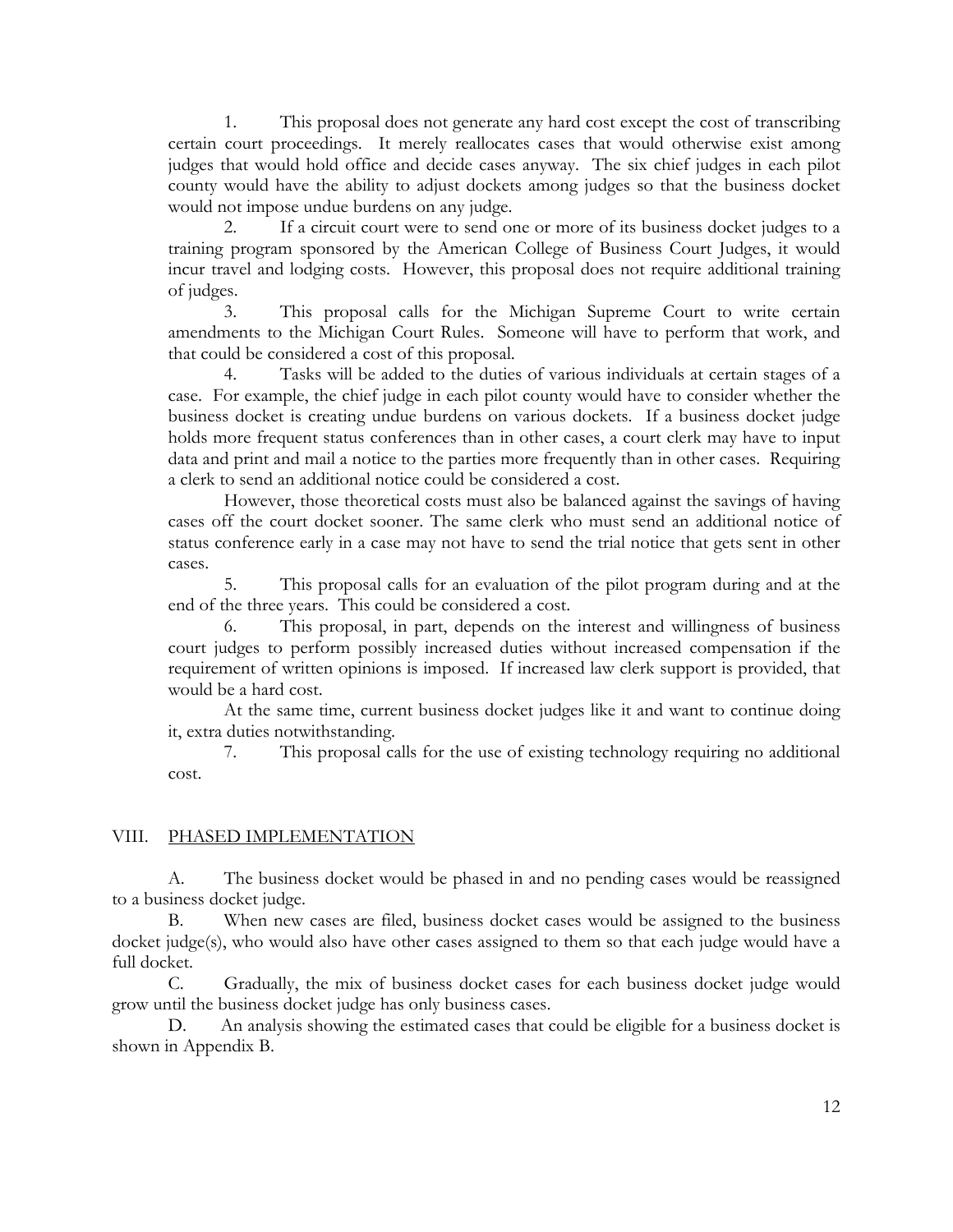1. This proposal does not generate any hard cost except the cost of transcribing certain court proceedings. It merely reallocates cases that would otherwise exist among judges that would hold office and decide cases anyway. The six chief judges in each pilot county would have the ability to adjust dockets among judges so that the business docket would not impose undue burdens on any judge.

2. If a circuit court were to send one or more of its business docket judges to a training program sponsored by the American College of Business Court Judges, it would incur travel and lodging costs. However, this proposal does not require additional training of judges.

3. This proposal calls for the Michigan Supreme Court to write certain amendments to the Michigan Court Rules. Someone will have to perform that work, and that could be considered a cost of this proposal.

4. Tasks will be added to the duties of various individuals at certain stages of a case. For example, the chief judge in each pilot county would have to consider whether the business docket is creating undue burdens on various dockets. If a business docket judge holds more frequent status conferences than in other cases, a court clerk may have to input data and print and mail a notice to the parties more frequently than in other cases. Requiring a clerk to send an additional notice could be considered a cost.

However, those theoretical costs must also be balanced against the savings of having cases off the court docket sooner. The same clerk who must send an additional notice of status conference early in a case may not have to send the trial notice that gets sent in other cases.

5. This proposal calls for an evaluation of the pilot program during and at the end of the three years. This could be considered a cost.

6. This proposal, in part, depends on the interest and willingness of business court judges to perform possibly increased duties without increased compensation if the requirement of written opinions is imposed. If increased law clerk support is provided, that would be a hard cost.

At the same time, current business docket judges like it and want to continue doing it, extra duties notwithstanding.

7. This proposal calls for the use of existing technology requiring no additional cost.

## VIII. PHASED IMPLEMENTATION

A. The business docket would be phased in and no pending cases would be reassigned to a business docket judge.

B. When new cases are filed, business docket cases would be assigned to the business docket judge(s), who would also have other cases assigned to them so that each judge would have a full docket.

C. Gradually, the mix of business docket cases for each business docket judge would grow until the business docket judge has only business cases.

D. An analysis showing the estimated cases that could be eligible for a business docket is shown in Appendix B.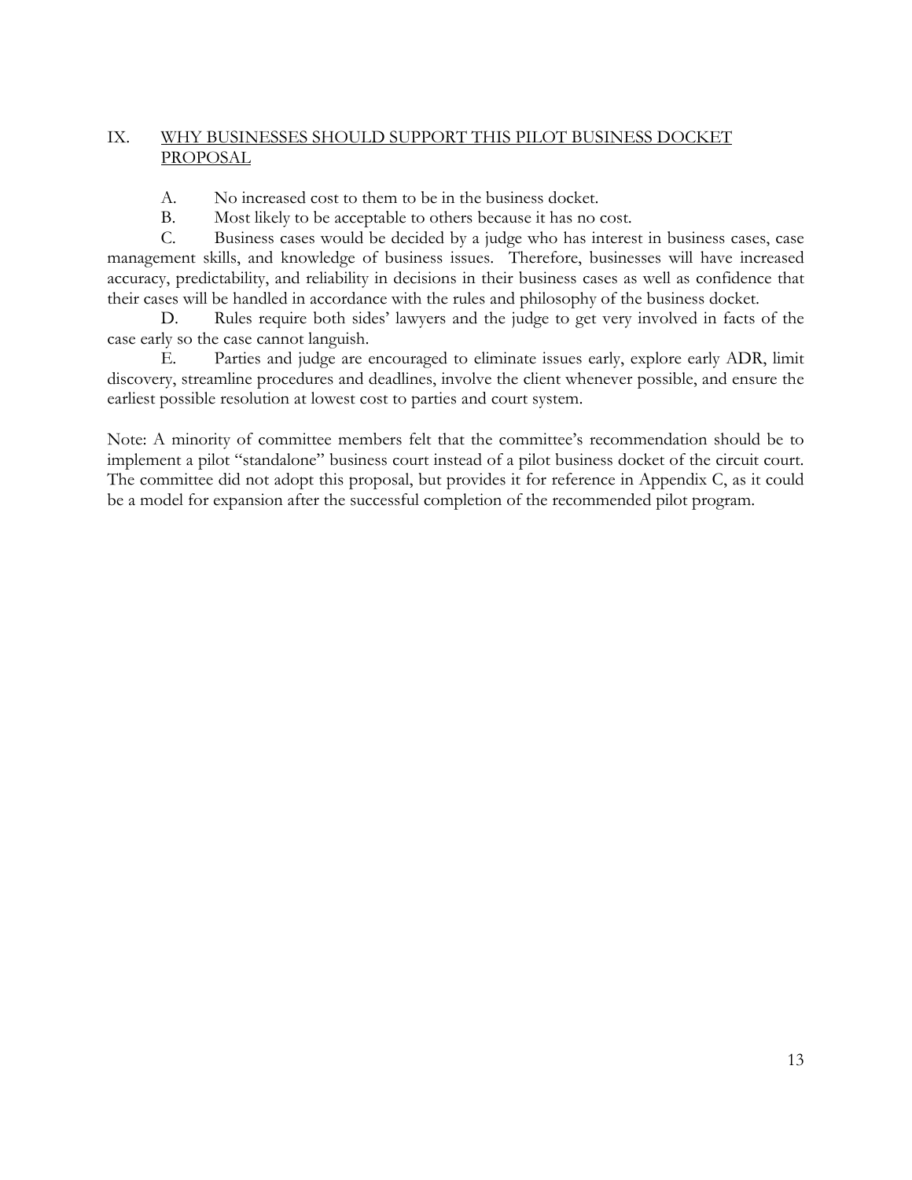## IX. WHY BUSINESSES SHOULD SUPPORT THIS PILOT BUSINESS DOCKET PROPOSAL

A. No increased cost to them to be in the business docket.

B. Most likely to be acceptable to others because it has no cost.

C. Business cases would be decided by a judge who has interest in business cases, case management skills, and knowledge of business issues. Therefore, businesses will have increased accuracy, predictability, and reliability in decisions in their business cases as well as confidence that their cases will be handled in accordance with the rules and philosophy of the business docket.

D. Rules require both sides' lawyers and the judge to get very involved in facts of the case early so the case cannot languish.

E. Parties and judge are encouraged to eliminate issues early, explore early ADR, limit discovery, streamline procedures and deadlines, involve the client whenever possible, and ensure the earliest possible resolution at lowest cost to parties and court system.

Note: A minority of committee members felt that the committee's recommendation should be to implement a pilot "standalone" business court instead of a pilot business docket of the circuit court. The committee did not adopt this proposal, but provides it for reference in Appendix C, as it could be a model for expansion after the successful completion of the recommended pilot program.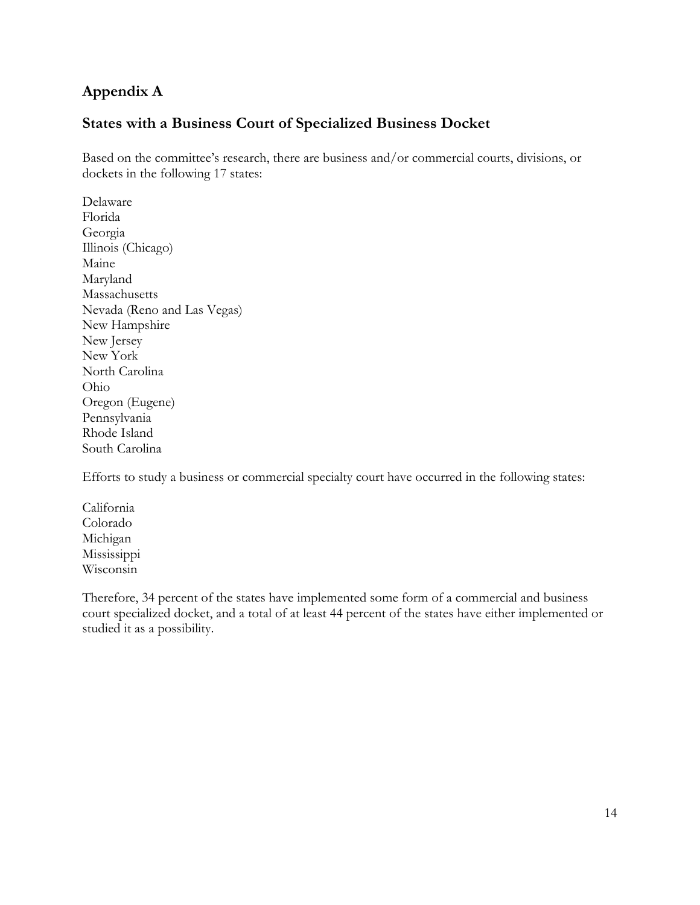## Appendix A

### States with a Business Court of Specialized Business Docket

Based on the committee's research, there are business and/or commercial courts, divisions, or dockets in the following 17 states:

Delaware
Florida
Georgia
Illinois (Chicago)
Maine
Maryland
Massachusetts
Nevada (Reno and Las Vegas)
New Hampshire
New Jersey
New York
North Carolina
Ohio
Oregon (Eugene)
Pennsylvania
Rhode Island
South Carolina

Efforts to study a business or commercial specialty court have occurred in the following states:

California
Colorado
Michigan
Mississippi
Wisconsin

Therefore, 34 percent of the states have implemented some form of a commercial and business court specialized docket, and a total of at least 44 percent of the states have either implemented or studied it as a possibility.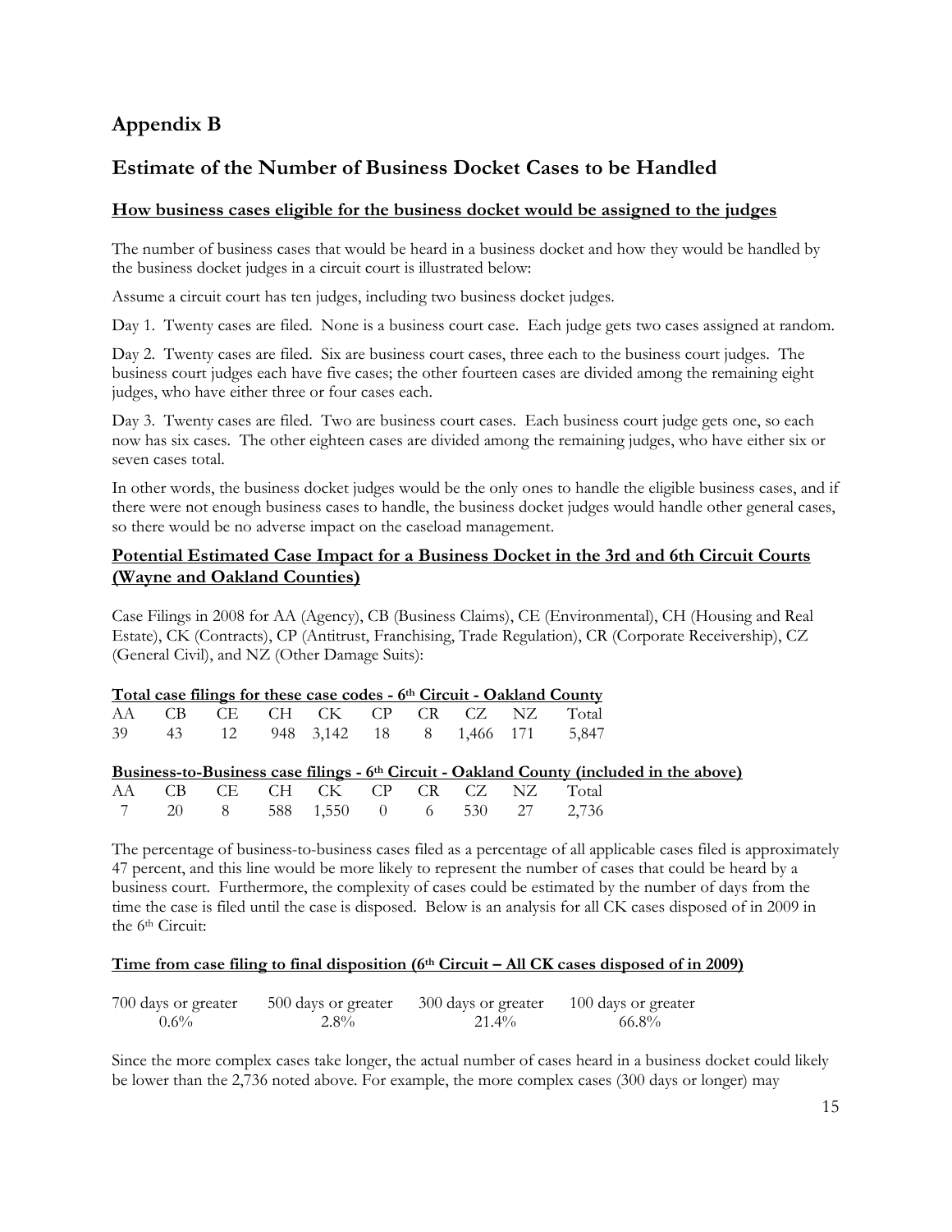# Appendix B

## Estimate of the Number of Business Docket Cases to be Handled

### How business cases eligible for the business docket would be assigned to the judges

The number of business cases that would be heard in a business docket and how they would be handled by the business docket judges in a circuit court is illustrated below:

Assume a circuit court has ten judges, including two business docket judges.

Day 1. Twenty cases are filed. None is a business court case. Each judge gets two cases assigned at random.

Day 2. Twenty cases are filed. Six are business court cases, three each to the business court judges. The business court judges each have five cases; the other fourteen cases are divided among the remaining eight judges, who have either three or four cases each.

Day 3. Twenty cases are filed. Two are business court cases. Each business court judge gets one, so each now has six cases. The other eighteen cases are divided among the remaining judges, who have either six or seven cases total.

In other words, the business docket judges would be the only ones to handle the eligible business cases, and if there were not enough business cases to handle, the business docket judges would handle other general cases, so there would be no adverse impact on the caseload management.

### Potential Estimated Case Impact for a Business Docket in the 3rd and 6th Circuit Courts (Wayne and Oakland Counties)

Case Filings in 2008 for AA (Agency), CB (Business Claims), CE (Environmental), CH (Housing and Real Estate), CK (Contracts), CP (Antitrust, Franchising, Trade Regulation), CR (Corporate Receivership), CZ (General Civil), and NZ (Other Damage Suits):

**Total case filings for these case codes - 6th Circuit - Oakland County**

| AA | CB | CE | CH | CK | CP | CR | CZ | NZ | Total |
|---|---|---|---|---|---|---|---|---|---|
| 39 | 43 | 12 | 948 | 3,142 | 18 | 8 | 1,466 | 171 | 5,847 |

**Business-to-Business case filings - 6th Circuit - Oakland County (included in the above)**

| AA | CB | CE | CH | CK | CP | CR | CZ | NZ | Total |
|---|---|---|---|---|---|---|---|---|---|
| 7 | 20 | 8 | 588 | 1,550 | 0 | 6 | 530 | 27 | 2,736 |

The percentage of business-to-business cases filed as a percentage of all applicable cases filed is approximately 47 percent, and this line would be more likely to represent the number of cases that could be heard by a business court. Furthermore, the complexity of cases could be estimated by the number of days from the time the case is filed until the case is disposed. Below is an analysis for all CK cases disposed of in 2009 in the 6th Circuit:

**Time from case filing to final disposition (6th Circuit – All CK cases disposed of in 2009)**

| 700 days or greater | 500 days or greater | 300 days or greater | 100 days or greater |
|---|---|---|---|
| 0.6% | 2.8% | 21.4% | 66.8% |

Since the more complex cases take longer, the actual number of cases heard in a business docket could likely be lower than the 2,736 noted above. For example, the more complex cases (300 days or longer) may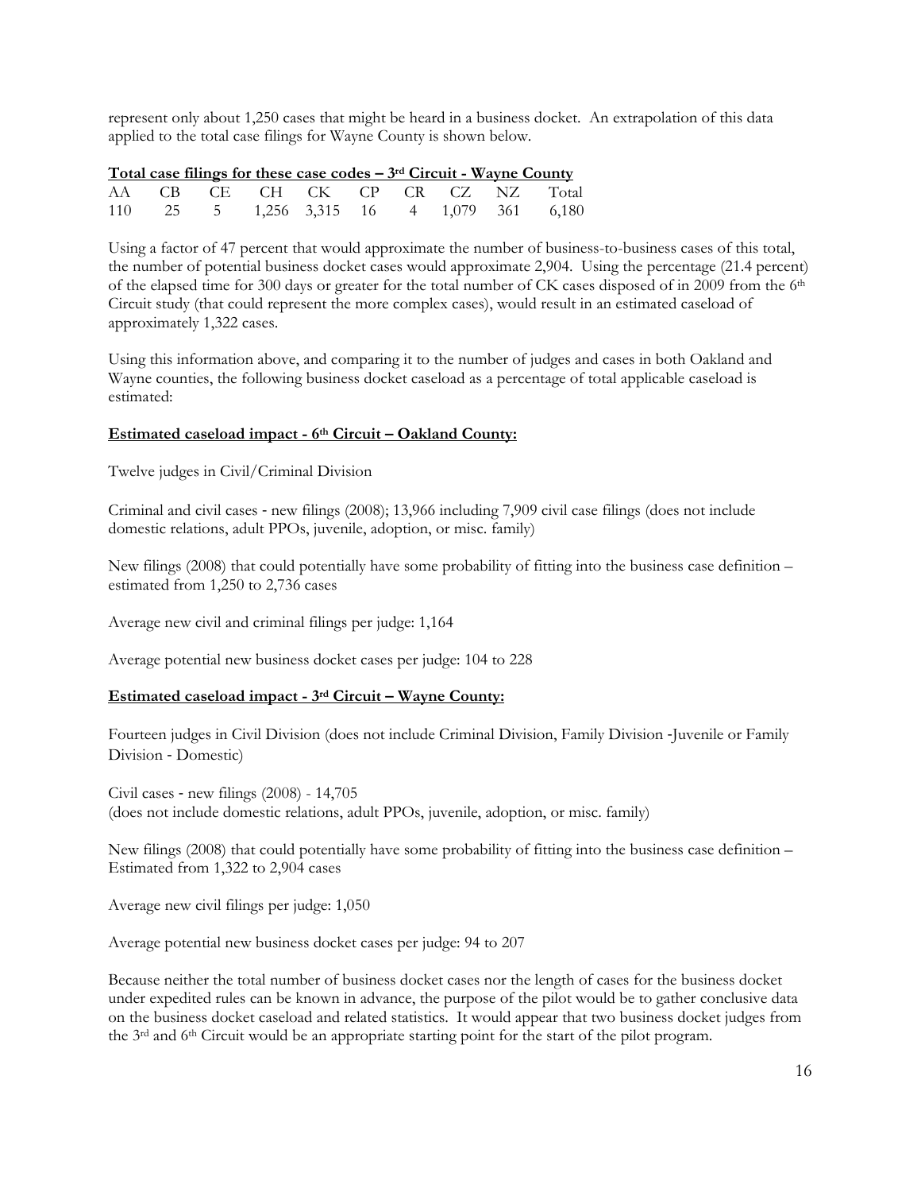represent only about 1,250 cases that might be heard in a business docket. An extrapolation of this data applied to the total case filings for Wayne County is shown below.

**Total case filings for these case codes – 3rd Circuit - Wayne County**

| AA | CB | CE | CH | CK | CP | CR | CZ | NZ | Total |
|---|---|---|---|---|---|---|---|---|---|
| 110 | 25 | 5 | 1,256 | 3,315 | 16 | 4 | 1,079 | 361 | 6,180 |

Using a factor of 47 percent that would approximate the number of business-to-business cases of this total, the number of potential business docket cases would approximate 2,904. Using the percentage (21.4 percent) of the elapsed time for 300 days or greater for the total number of CK cases disposed of in 2009 from the 6th Circuit study (that could represent the more complex cases), would result in an estimated caseload of approximately 1,322 cases.

Using this information above, and comparing it to the number of judges and cases in both Oakland and Wayne counties, the following business docket caseload as a percentage of total applicable caseload is estimated:

**Estimated caseload impact - 6th Circuit – Oakland County:**

Twelve judges in Civil/Criminal Division

Criminal and civil cases - new filings (2008); 13,966 including 7,909 civil case filings (does not include domestic relations, adult PPOs, juvenile, adoption, or misc. family)

New filings (2008) that could potentially have some probability of fitting into the business case definition – estimated from 1,250 to 2,736 cases

Average new civil and criminal filings per judge: 1,164

Average potential new business docket cases per judge: 104 to 228

**Estimated caseload impact - 3rd Circuit – Wayne County:**

Fourteen judges in Civil Division (does not include Criminal Division, Family Division -Juvenile or Family Division - Domestic)

Civil cases - new filings (2008) - 14,705
(does not include domestic relations, adult PPOs, juvenile, adoption, or misc. family)

New filings (2008) that could potentially have some probability of fitting into the business case definition – Estimated from 1,322 to 2,904 cases

Average new civil filings per judge: 1,050

Average potential new business docket cases per judge: 94 to 207

Because neither the total number of business docket cases nor the length of cases for the business docket under expedited rules can be known in advance, the purpose of the pilot would be to gather conclusive data on the business docket caseload and related statistics. It would appear that two business docket judges from the 3rd and 6th Circuit would be an appropriate starting point for the start of the pilot program.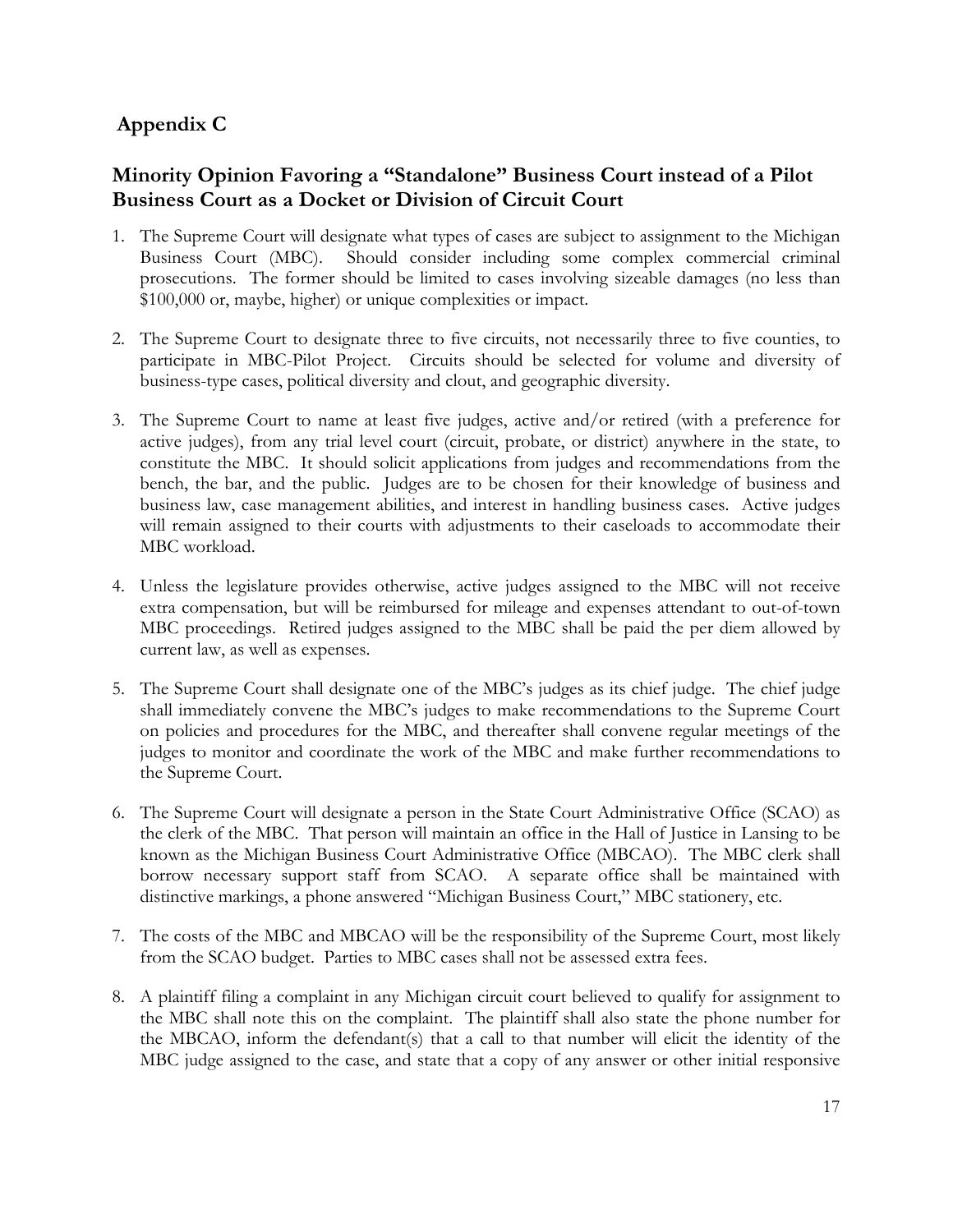## Appendix C

### Minority Opinion Favoring a "Standalone" Business Court instead of a Pilot Business Court as a Docket or Division of Circuit Court

1. The Supreme Court will designate what types of cases are subject to assignment to the Michigan Business Court (MBC). Should consider including some complex commercial criminal prosecutions. The former should be limited to cases involving sizeable damages (no less than $100,000 or, maybe, higher) or unique complexities or impact.

2. The Supreme Court to designate three to five circuits, not necessarily three to five counties, to participate in MBC-Pilot Project. Circuits should be selected for volume and diversity of business-type cases, political diversity and clout, and geographic diversity.

3. The Supreme Court to name at least five judges, active and/or retired (with a preference for active judges), from any trial level court (circuit, probate, or district) anywhere in the state, to constitute the MBC. It should solicit applications from judges and recommendations from the bench, the bar, and the public. Judges are to be chosen for their knowledge of business and business law, case management abilities, and interest in handling business cases. Active judges will remain assigned to their courts with adjustments to their caseloads to accommodate their MBC workload.

4. Unless the legislature provides otherwise, active judges assigned to the MBC will not receive extra compensation, but will be reimbursed for mileage and expenses attendant to out-of-town MBC proceedings. Retired judges assigned to the MBC shall be paid the per diem allowed by current law, as well as expenses.

5. The Supreme Court shall designate one of the MBC's judges as its chief judge. The chief judge shall immediately convene the MBC's judges to make recommendations to the Supreme Court on policies and procedures for the MBC, and thereafter shall convene regular meetings of the judges to monitor and coordinate the work of the MBC and make further recommendations to the Supreme Court.

6. The Supreme Court will designate a person in the State Court Administrative Office (SCAO) as the clerk of the MBC. That person will maintain an office in the Hall of Justice in Lansing to be known as the Michigan Business Court Administrative Office (MBCAO). The MBC clerk shall borrow necessary support staff from SCAO. A separate office shall be maintained with distinctive markings, a phone answered "Michigan Business Court," MBC stationery, etc.

7. The costs of the MBC and MBCAO will be the responsibility of the Supreme Court, most likely from the SCAO budget. Parties to MBC cases shall not be assessed extra fees.

8. A plaintiff filing a complaint in any Michigan circuit court believed to qualify for assignment to the MBC shall note this on the complaint. The plaintiff shall also state the phone number for the MBCAO, inform the defendant(s) that a call to that number will elicit the identity of the MBC judge assigned to the case, and state that a copy of any answer or other initial responsive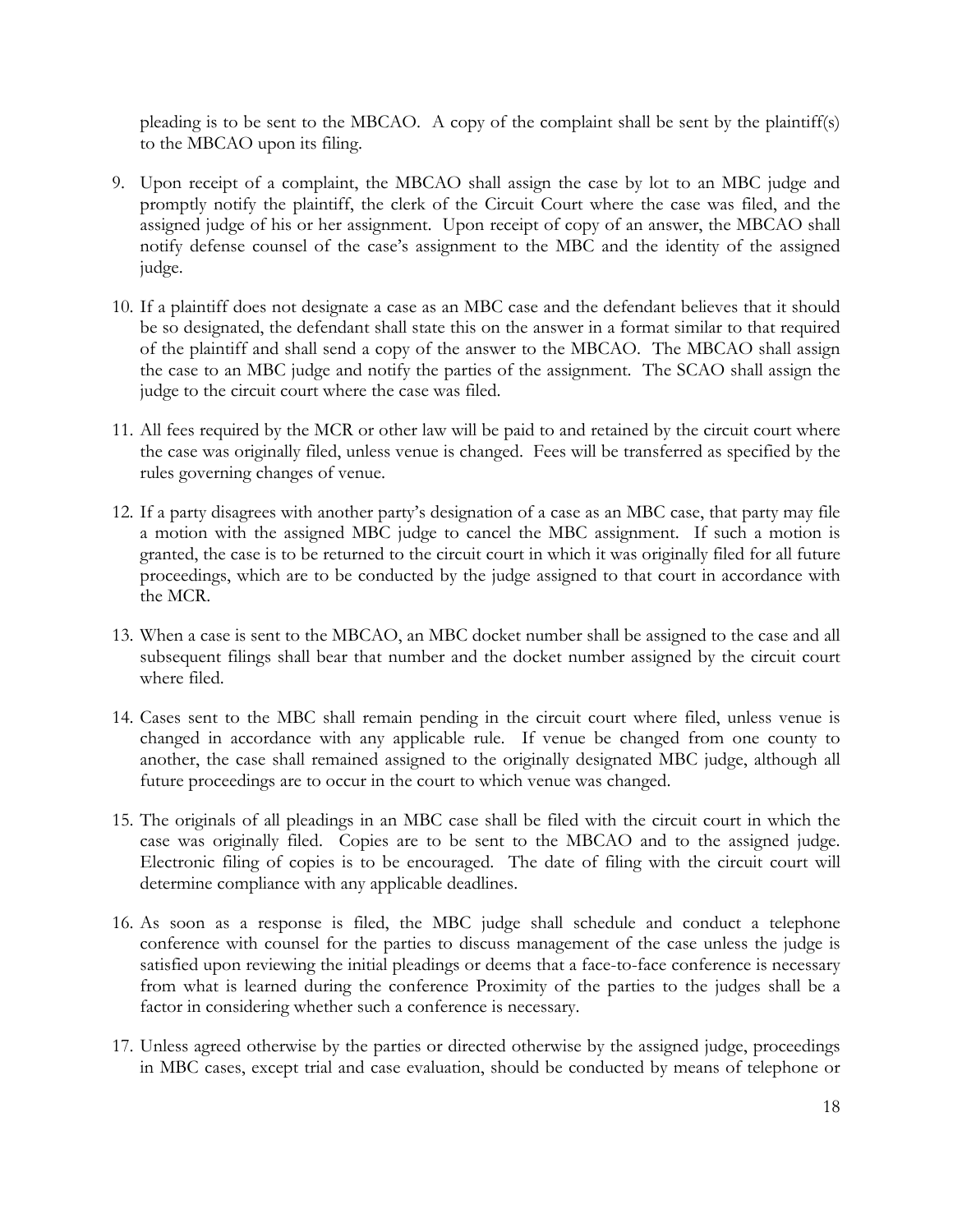pleading is to be sent to the MBCAO. A copy of the complaint shall be sent by the plaintiff(s) to the MBCAO upon its filing.

9. Upon receipt of a complaint, the MBCAO shall assign the case by lot to an MBC judge and promptly notify the plaintiff, the clerk of the Circuit Court where the case was filed, and the assigned judge of his or her assignment. Upon receipt of copy of an answer, the MBCAO shall notify defense counsel of the case's assignment to the MBC and the identity of the assigned judge.

10. If a plaintiff does not designate a case as an MBC case and the defendant believes that it should be so designated, the defendant shall state this on the answer in a format similar to that required of the plaintiff and shall send a copy of the answer to the MBCAO. The MBCAO shall assign the case to an MBC judge and notify the parties of the assignment. The SCAO shall assign the judge to the circuit court where the case was filed.

11. All fees required by the MCR or other law will be paid to and retained by the circuit court where the case was originally filed, unless venue is changed. Fees will be transferred as specified by the rules governing changes of venue.

12. If a party disagrees with another party's designation of a case as an MBC case, that party may file a motion with the assigned MBC judge to cancel the MBC assignment. If such a motion is granted, the case is to be returned to the circuit court in which it was originally filed for all future proceedings, which are to be conducted by the judge assigned to that court in accordance with the MCR.

13. When a case is sent to the MBCAO, an MBC docket number shall be assigned to the case and all subsequent filings shall bear that number and the docket number assigned by the circuit court where filed.

14. Cases sent to the MBC shall remain pending in the circuit court where filed, unless venue is changed in accordance with any applicable rule. If venue be changed from one county to another, the case shall remained assigned to the originally designated MBC judge, although all future proceedings are to occur in the court to which venue was changed.

15. The originals of all pleadings in an MBC case shall be filed with the circuit court in which the case was originally filed. Copies are to be sent to the MBCAO and to the assigned judge. Electronic filing of copies is to be encouraged. The date of filing with the circuit court will determine compliance with any applicable deadlines.

16. As soon as a response is filed, the MBC judge shall schedule and conduct a telephone conference with counsel for the parties to discuss management of the case unless the judge is satisfied upon reviewing the initial pleadings or deems that a face-to-face conference is necessary from what is learned during the conference Proximity of the parties to the judges shall be a factor in considering whether such a conference is necessary.

17. Unless agreed otherwise by the parties or directed otherwise by the assigned judge, proceedings in MBC cases, except trial and case evaluation, should be conducted by means of telephone or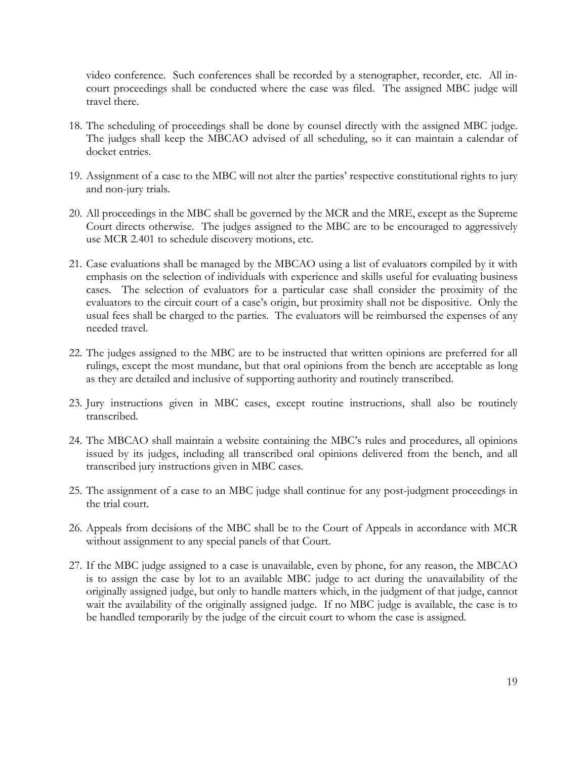video conference. Such conferences shall be recorded by a stenographer, recorder, etc. All in-court proceedings shall be conducted where the case was filed. The assigned MBC judge will travel there.

18. The scheduling of proceedings shall be done by counsel directly with the assigned MBC judge. The judges shall keep the MBCAO advised of all scheduling, so it can maintain a calendar of docket entries.

19. Assignment of a case to the MBC will not alter the parties' respective constitutional rights to jury and non-jury trials.

20. All proceedings in the MBC shall be governed by the MCR and the MRE, except as the Supreme Court directs otherwise. The judges assigned to the MBC are to be encouraged to aggressively use MCR 2.401 to schedule discovery motions, etc.

21. Case evaluations shall be managed by the MBCAO using a list of evaluators compiled by it with emphasis on the selection of individuals with experience and skills useful for evaluating business cases. The selection of evaluators for a particular case shall consider the proximity of the evaluators to the circuit court of a case's origin, but proximity shall not be dispositive. Only the usual fees shall be charged to the parties. The evaluators will be reimbursed the expenses of any needed travel.

22. The judges assigned to the MBC are to be instructed that written opinions are preferred for all rulings, except the most mundane, but that oral opinions from the bench are acceptable as long as they are detailed and inclusive of supporting authority and routinely transcribed.

23. Jury instructions given in MBC cases, except routine instructions, shall also be routinely transcribed.

24. The MBCAO shall maintain a website containing the MBC's rules and procedures, all opinions issued by its judges, including all transcribed oral opinions delivered from the bench, and all transcribed jury instructions given in MBC cases.

25. The assignment of a case to an MBC judge shall continue for any post-judgment proceedings in the trial court.

26. Appeals from decisions of the MBC shall be to the Court of Appeals in accordance with MCR without assignment to any special panels of that Court.

27. If the MBC judge assigned to a case is unavailable, even by phone, for any reason, the MBCAO is to assign the case by lot to an available MBC judge to act during the unavailability of the originally assigned judge, but only to handle matters which, in the judgment of that judge, cannot wait the availability of the originally assigned judge. If no MBC judge is available, the case is to be handled temporarily by the judge of the circuit court to whom the case is assigned.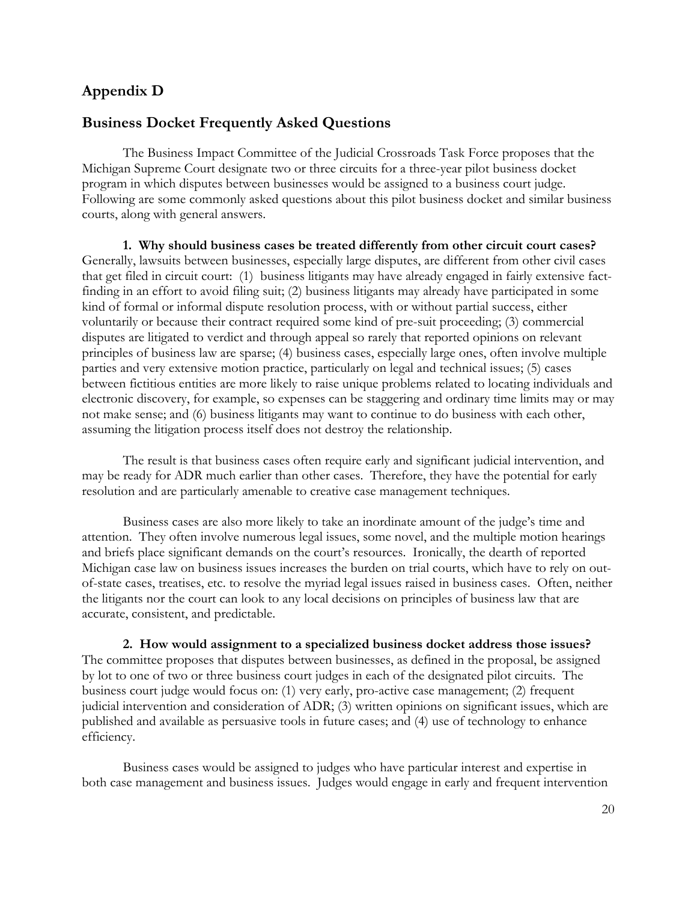## Appendix D

## Business Docket Frequently Asked Questions

The Business Impact Committee of the Judicial Crossroads Task Force proposes that the Michigan Supreme Court designate two or three circuits for a three-year pilot business docket program in which disputes between businesses would be assigned to a business court judge. Following are some commonly asked questions about this pilot business docket and similar business courts, along with general answers.

**1. Why should business cases be treated differently from other circuit court cases?** Generally, lawsuits between businesses, especially large disputes, are different from other civil cases that get filed in circuit court: (1) business litigants may have already engaged in fairly extensive fact-finding in an effort to avoid filing suit; (2) business litigants may already have participated in some kind of formal or informal dispute resolution process, with or without partial success, either voluntarily or because their contract required some kind of pre-suit proceeding; (3) commercial disputes are litigated to verdict and through appeal so rarely that reported opinions on relevant principles of business law are sparse; (4) business cases, especially large ones, often involve multiple parties and very extensive motion practice, particularly on legal and technical issues; (5) cases between fictitious entities are more likely to raise unique problems related to locating individuals and electronic discovery, for example, so expenses can be staggering and ordinary time limits may or may not make sense; and (6) business litigants may want to continue to do business with each other, assuming the litigation process itself does not destroy the relationship.

The result is that business cases often require early and significant judicial intervention, and may be ready for ADR much earlier than other cases. Therefore, they have the potential for early resolution and are particularly amenable to creative case management techniques.

Business cases are also more likely to take an inordinate amount of the judge's time and attention. They often involve numerous legal issues, some novel, and the multiple motion hearings and briefs place significant demands on the court's resources. Ironically, the dearth of reported Michigan case law on business issues increases the burden on trial courts, which have to rely on out-of-state cases, treatises, etc. to resolve the myriad legal issues raised in business cases. Often, neither the litigants nor the court can look to any local decisions on principles of business law that are accurate, consistent, and predictable.

**2. How would assignment to a specialized business docket address those issues?** The committee proposes that disputes between businesses, as defined in the proposal, be assigned by lot to one of two or three business court judges in each of the designated pilot circuits. The business court judge would focus on: (1) very early, pro-active case management; (2) frequent judicial intervention and consideration of ADR; (3) written opinions on significant issues, which are published and available as persuasive tools in future cases; and (4) use of technology to enhance efficiency.

Business cases would be assigned to judges who have particular interest and expertise in both case management and business issues. Judges would engage in early and frequent intervention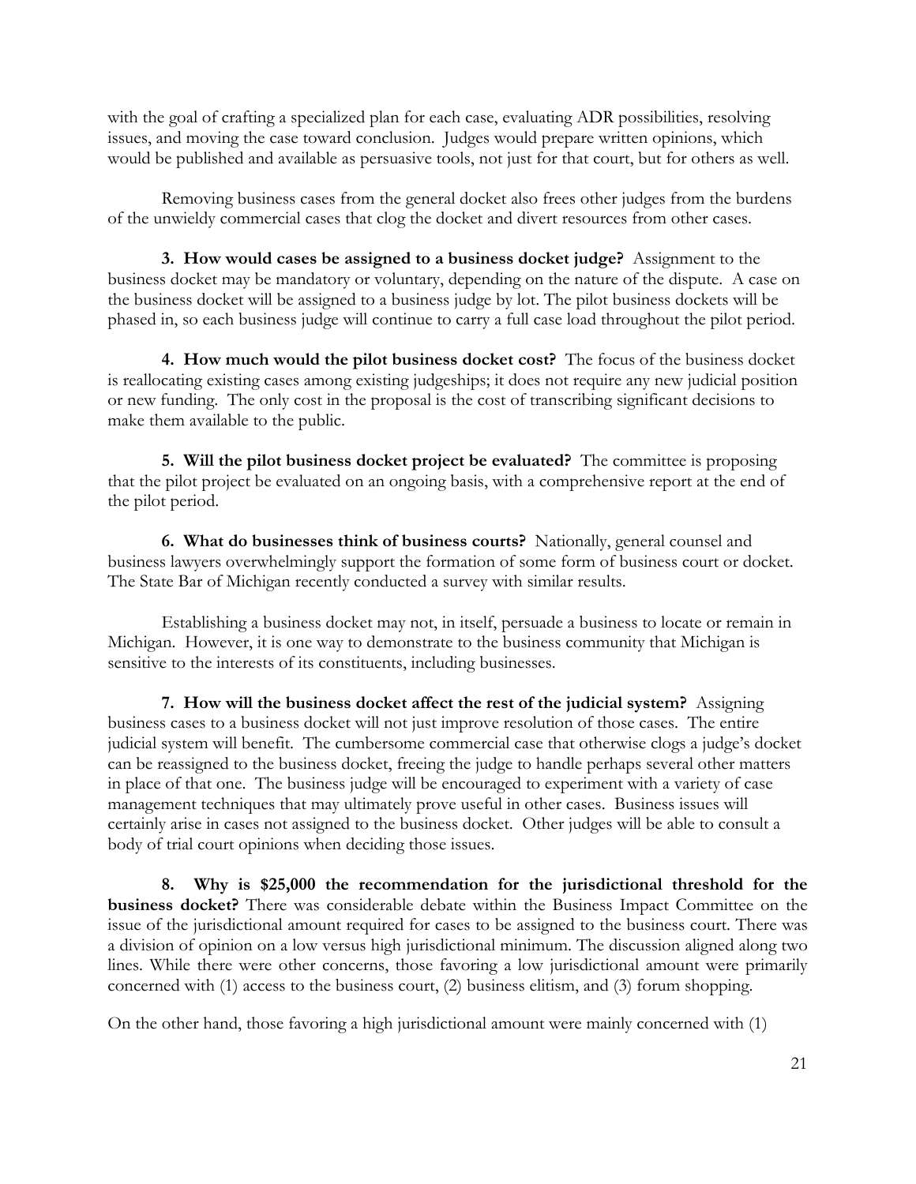with the goal of crafting a specialized plan for each case, evaluating ADR possibilities, resolving issues, and moving the case toward conclusion. Judges would prepare written opinions, which would be published and available as persuasive tools, not just for that court, but for others as well.

Removing business cases from the general docket also frees other judges from the burdens of the unwieldy commercial cases that clog the docket and divert resources from other cases.

**3. How would cases be assigned to a business docket judge?** Assignment to the business docket may be mandatory or voluntary, depending on the nature of the dispute. A case on the business docket will be assigned to a business judge by lot. The pilot business dockets will be phased in, so each business judge will continue to carry a full case load throughout the pilot period.

**4. How much would the pilot business docket cost?** The focus of the business docket is reallocating existing cases among existing judgeships; it does not require any new judicial position or new funding. The only cost in the proposal is the cost of transcribing significant decisions to make them available to the public.

**5. Will the pilot business docket project be evaluated?** The committee is proposing that the pilot project be evaluated on an ongoing basis, with a comprehensive report at the end of the pilot period.

**6. What do businesses think of business courts?** Nationally, general counsel and business lawyers overwhelmingly support the formation of some form of business court or docket. The State Bar of Michigan recently conducted a survey with similar results.

Establishing a business docket may not, in itself, persuade a business to locate or remain in Michigan. However, it is one way to demonstrate to the business community that Michigan is sensitive to the interests of its constituents, including businesses.

**7. How will the business docket affect the rest of the judicial system?** Assigning business cases to a business docket will not just improve resolution of those cases. The entire judicial system will benefit. The cumbersome commercial case that otherwise clogs a judge's docket can be reassigned to the business docket, freeing the judge to handle perhaps several other matters in place of that one. The business judge will be encouraged to experiment with a variety of case management techniques that may ultimately prove useful in other cases. Business issues will certainly arise in cases not assigned to the business docket. Other judges will be able to consult a body of trial court opinions when deciding those issues.

**8. Why is $25,000 the recommendation for the jurisdictional threshold for the business docket?** There was considerable debate within the Business Impact Committee on the issue of the jurisdictional amount required for cases to be assigned to the business court. There was a division of opinion on a low versus high jurisdictional minimum. The discussion aligned along two lines. While there were other concerns, those favoring a low jurisdictional amount were primarily concerned with (1) access to the business court, (2) business elitism, and (3) forum shopping.

On the other hand, those favoring a high jurisdictional amount were mainly concerned with (1)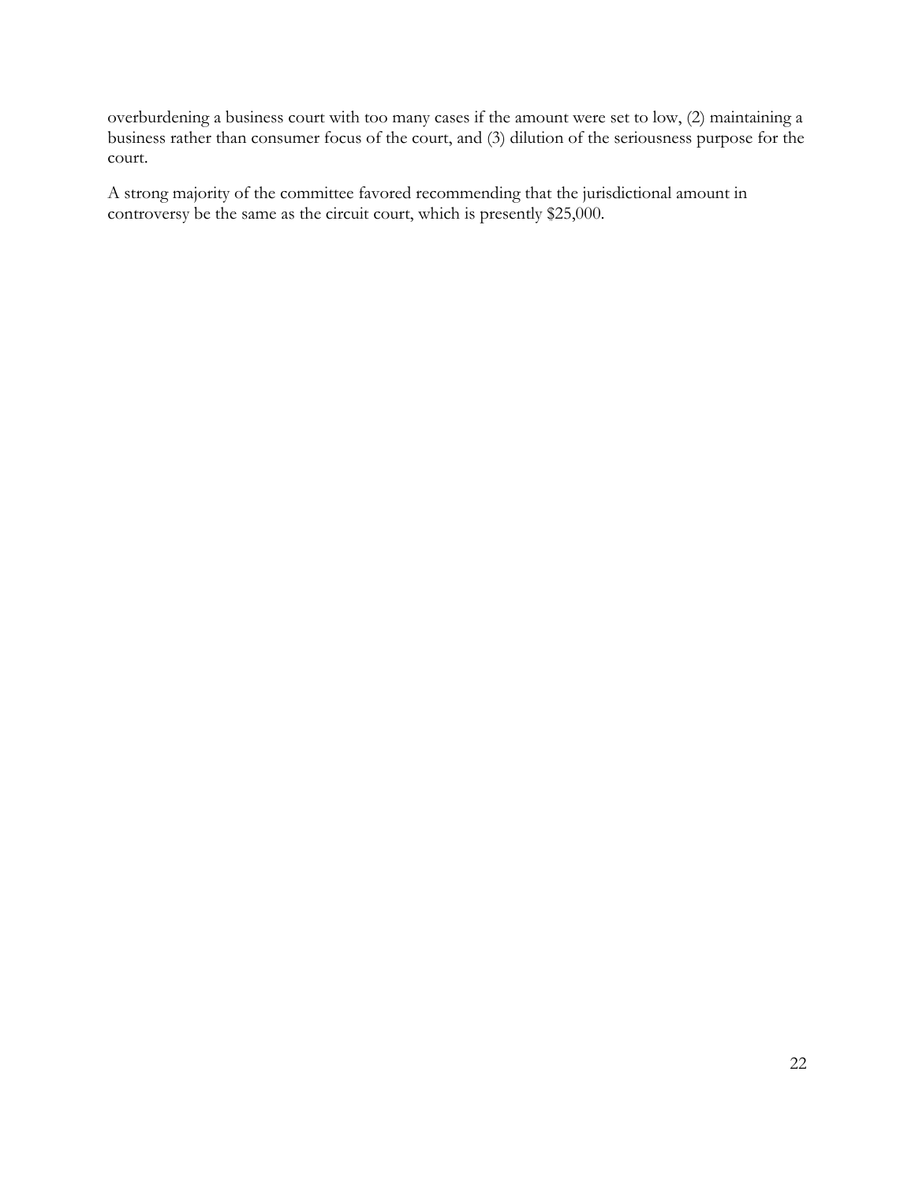overburdening a business court with too many cases if the amount were set to low, (2) maintaining a business rather than consumer focus of the court, and (3) dilution of the seriousness purpose for the court.

A strong majority of the committee favored recommending that the jurisdictional amount in controversy be the same as the circuit court, which is presently $25,000.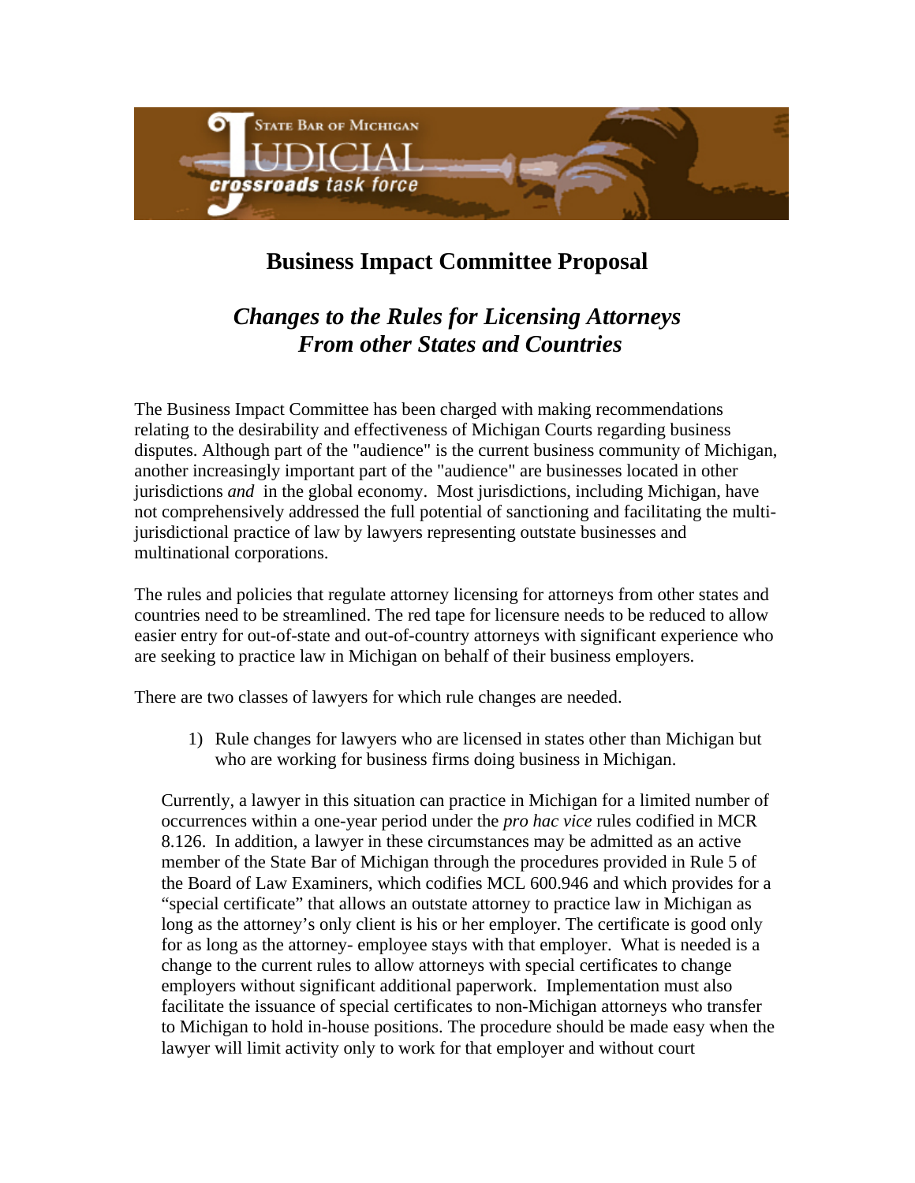State Bar of Michigan JUDICIAL crossroads task force

# Business Impact Committee Proposal

## *Changes to the Rules for Licensing Attorneys From other States and Countries*

The Business Impact Committee has been charged with making recommendations relating to the desirability and effectiveness of Michigan Courts regarding business disputes. Although part of the "audience" is the current business community of Michigan, another increasingly important part of the "audience" are businesses located in other jurisdictions *and* in the global economy. Most jurisdictions, including Michigan, have not comprehensively addressed the full potential of sanctioning and facilitating the multi-jurisdictional practice of law by lawyers representing outstate businesses and multinational corporations.

The rules and policies that regulate attorney licensing for attorneys from other states and countries need to be streamlined. The red tape for licensure needs to be reduced to allow easier entry for out-of-state and out-of-country attorneys with significant experience who are seeking to practice law in Michigan on behalf of their business employers.

There are two classes of lawyers for which rule changes are needed.

1) Rule changes for lawyers who are licensed in states other than Michigan but who are working for business firms doing business in Michigan.

Currently, a lawyer in this situation can practice in Michigan for a limited number of occurrences within a one-year period under the *pro hac vice* rules codified in MCR 8.126. In addition, a lawyer in these circumstances may be admitted as an active member of the State Bar of Michigan through the procedures provided in Rule 5 of the Board of Law Examiners, which codifies MCL 600.946 and which provides for a "special certificate" that allows an outstate attorney to practice law in Michigan as long as the attorney's only client is his or her employer. The certificate is good only for as long as the attorney- employee stays with that employer. What is needed is a change to the current rules to allow attorneys with special certificates to change employers without significant additional paperwork. Implementation must also facilitate the issuance of special certificates to non-Michigan attorneys who transfer to Michigan to hold in-house positions. The procedure should be made easy when the lawyer will limit activity only to work for that employer and without court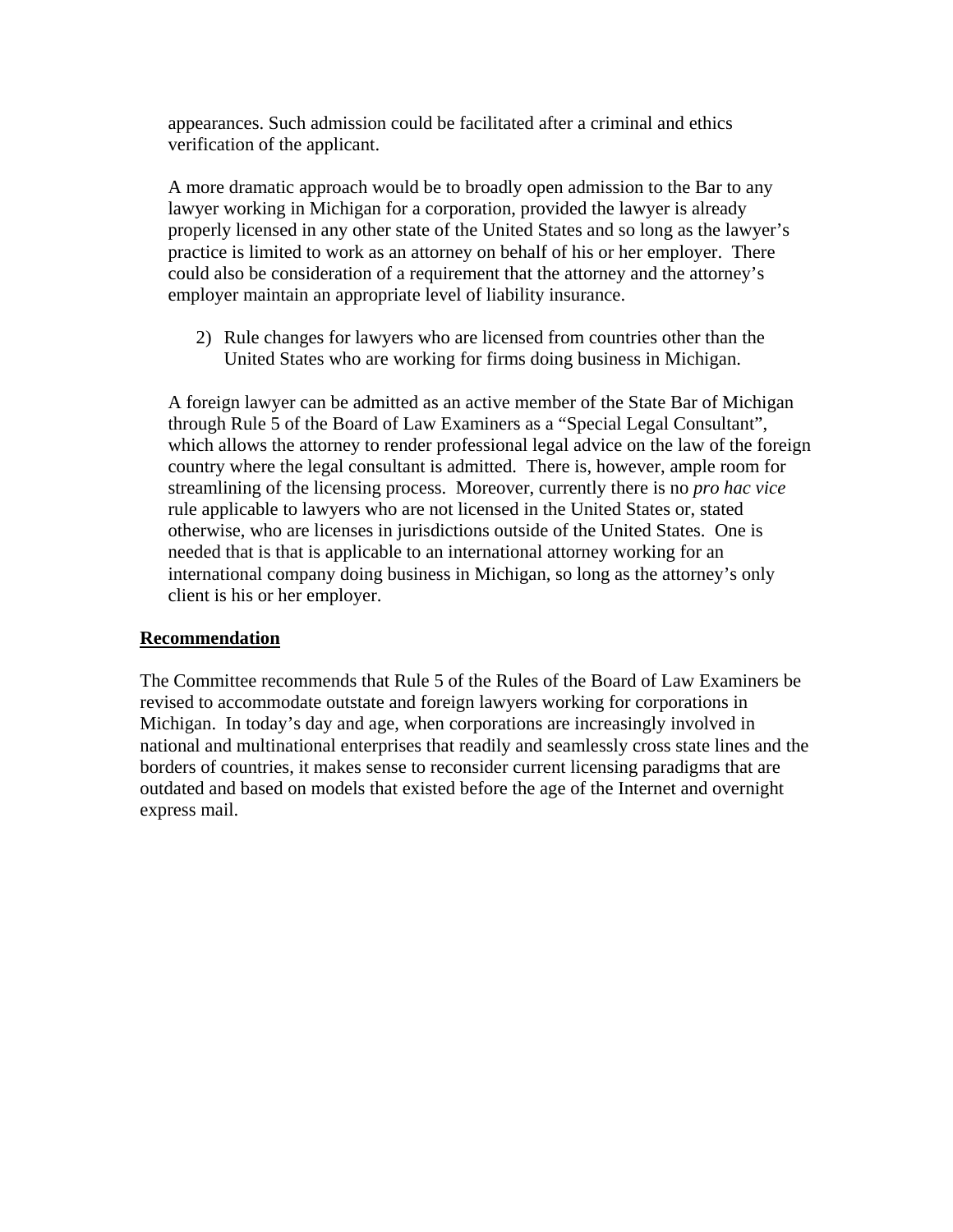appearances. Such admission could be facilitated after a criminal and ethics verification of the applicant.

A more dramatic approach would be to broadly open admission to the Bar to any lawyer working in Michigan for a corporation, provided the lawyer is already properly licensed in any other state of the United States and so long as the lawyer's practice is limited to work as an attorney on behalf of his or her employer. There could also be consideration of a requirement that the attorney and the attorney's employer maintain an appropriate level of liability insurance.

2) Rule changes for lawyers who are licensed from countries other than the United States who are working for firms doing business in Michigan.

A foreign lawyer can be admitted as an active member of the State Bar of Michigan through Rule 5 of the Board of Law Examiners as a "Special Legal Consultant", which allows the attorney to render professional legal advice on the law of the foreign country where the legal consultant is admitted. There is, however, ample room for streamlining of the licensing process. Moreover, currently there is no *pro hac vice* rule applicable to lawyers who are not licensed in the United States or, stated otherwise, who are licenses in jurisdictions outside of the United States. One is needed that is that is applicable to an international attorney working for an international company doing business in Michigan, so long as the attorney's only client is his or her employer.

**Recommendation**

The Committee recommends that Rule 5 of the Rules of the Board of Law Examiners be revised to accommodate outstate and foreign lawyers working for corporations in Michigan. In today's day and age, when corporations are increasingly involved in national and multinational enterprises that readily and seamlessly cross state lines and the borders of countries, it makes sense to reconsider current licensing paradigms that are outdated and based on models that existed before the age of the Internet and overnight express mail.